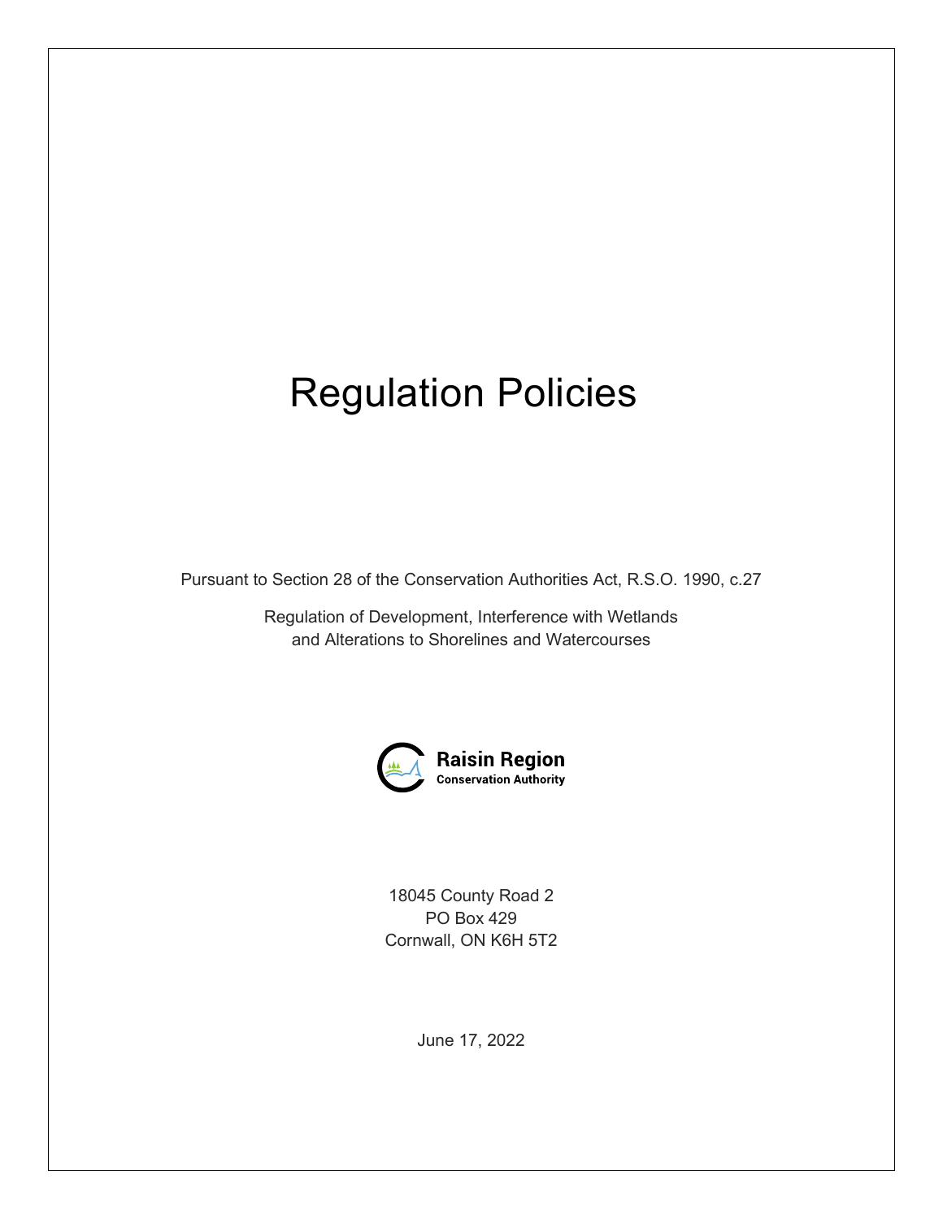# Regulation Policies

Pursuant to Section 28 of the Conservation Authorities Act, R.S.O. 1990, c.27

Regulation of Development, Interference with Wetlands
and Alterations to Shorelines and Watercourses

**Raisin Region**
**Conservation Authority**

18045 County Road 2
PO Box 429
Cornwall, ON K6H 5T2

June 17, 2022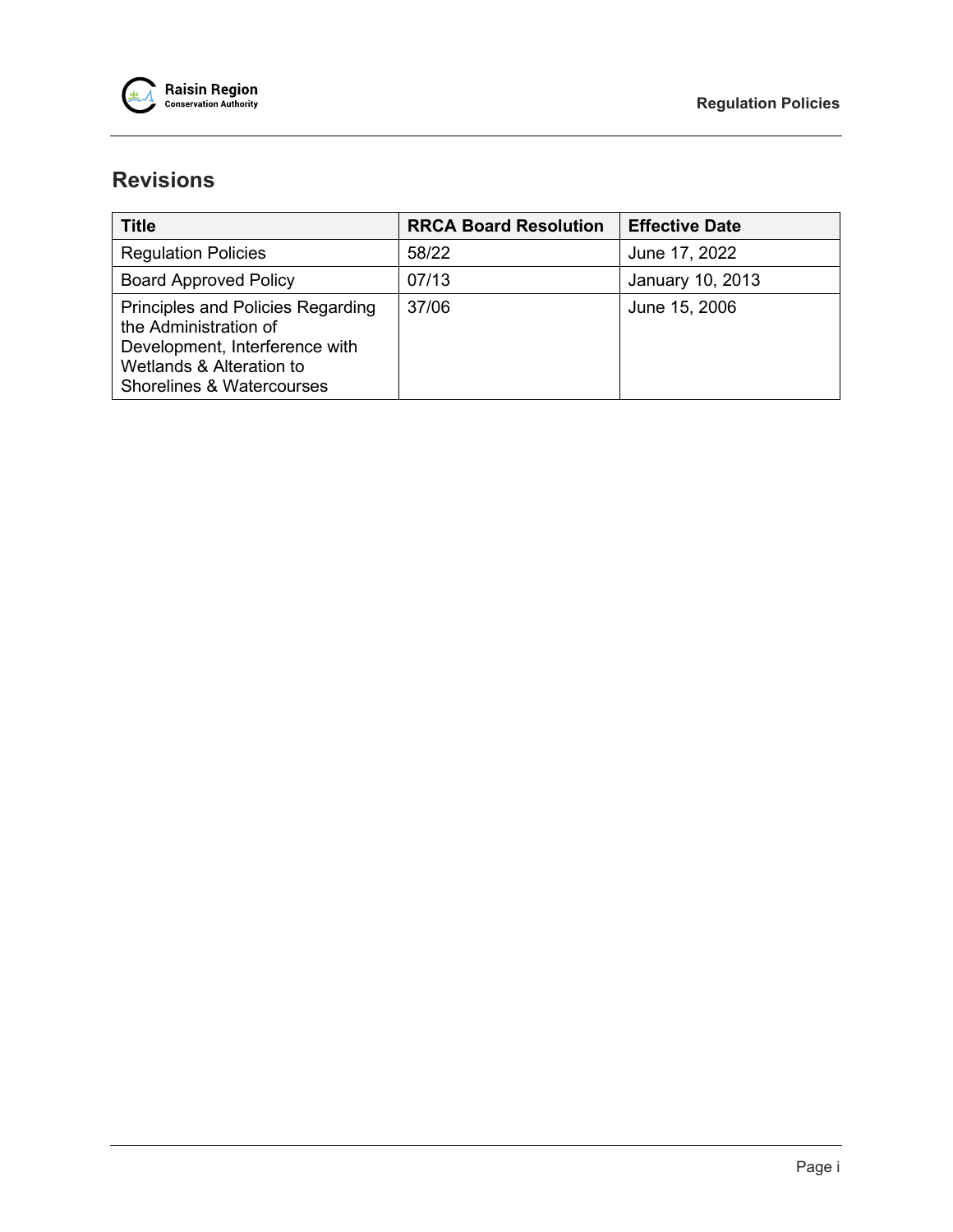## Revisions

| Title | RRCA Board Resolution | Effective Date |
|---|---|---|
| Regulation Policies | 58/22 | June 17, 2022 |
| Board Approved Policy | 07/13 | January 10, 2013 |
| Principles and Policies Regarding the Administration of Development, Interference with Wetlands & Alteration to Shorelines & Watercourses | 37/06 | June 15, 2006 |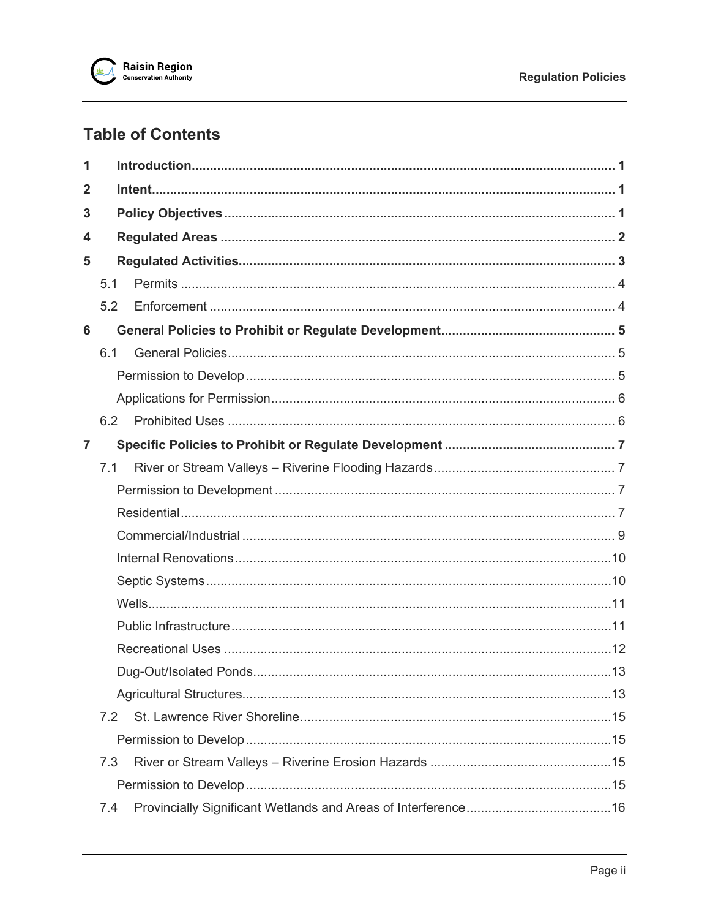## Table of Contents

**1 Introduction** ........ 1

**2 Intent** ........ 1

**3 Policy Objectives** ........ 1

**4 Regulated Areas** ........ 2

**5 Regulated Activities** ........ 3

- 5.1 Permits ........ 4
- 5.2 Enforcement ........ 4

**6 General Policies to Prohibit or Regulate Development** ........ 5

- 6.1 General Policies ........ 5
  - Permission to Develop ........ 5
  - Applications for Permission ........ 6
- 6.2 Prohibited Uses ........ 6

**7 Specific Policies to Prohibit or Regulate Development** ........ 7

- 7.1 River or Stream Valleys – Riverine Flooding Hazards ........ 7
  - Permission to Development ........ 7
  - Residential ........ 7
  - Commercial/Industrial ........ 9
  - Internal Renovations ........ 10
  - Septic Systems ........ 10
  - Wells ........ 11
  - Public Infrastructure ........ 11
  - Recreational Uses ........ 12
  - Dug-Out/Isolated Ponds ........ 13
  - Agricultural Structures ........ 13
- 7.2 St. Lawrence River Shoreline ........ 15
  - Permission to Develop ........ 15
- 7.3 River or Stream Valleys – Riverine Erosion Hazards ........ 15
  - Permission to Develop ........ 15
- 7.4 Provincially Significant Wetlands and Areas of Interference ........ 16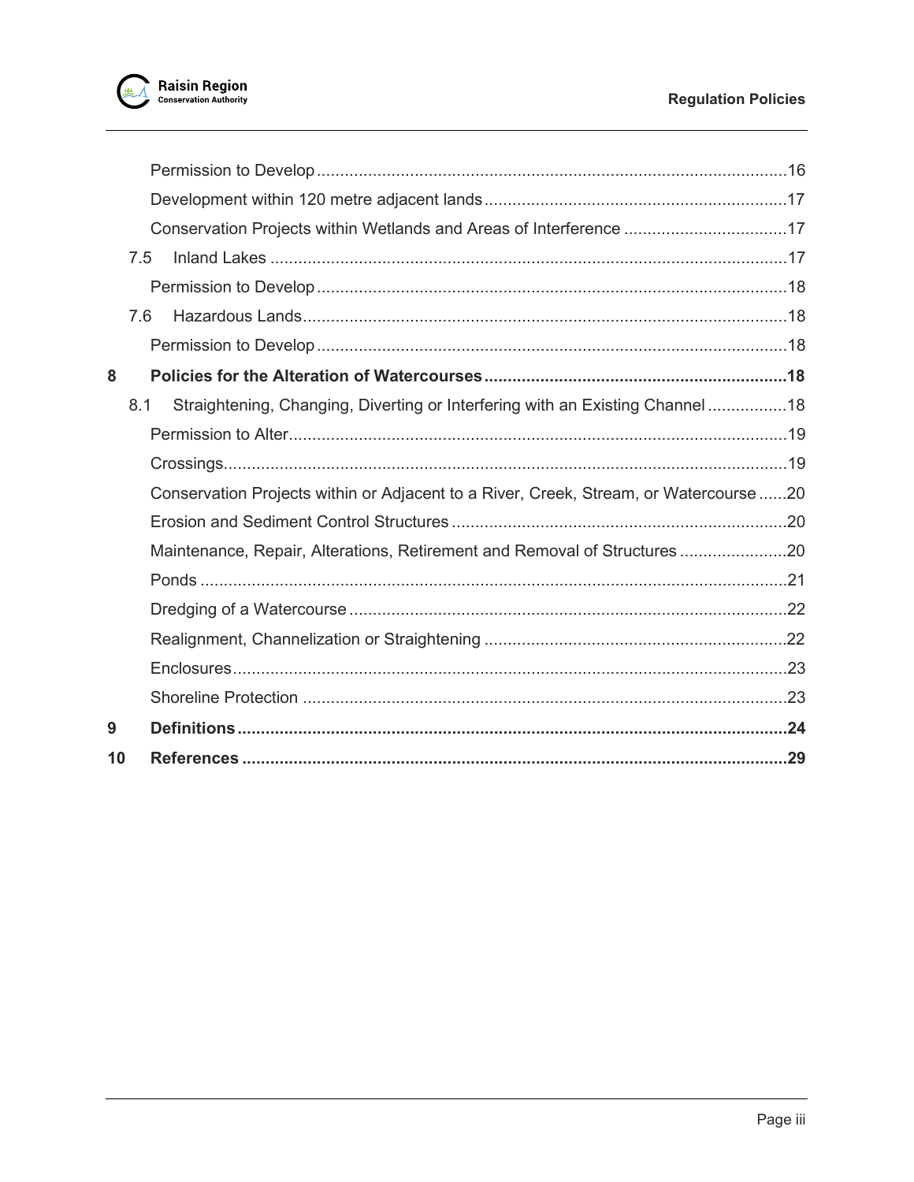Permission to Develop ....................................................................................................16

Development within 120 metre adjacent lands ................................................................17

Conservation Projects within Wetlands and Areas of Interference ...................................17

7.5 Inland Lakes ..............................................................................................................17

Permission to Develop ....................................................................................................18

7.6 Hazardous Lands .......................................................................................................18

Permission to Develop ....................................................................................................18

**8 Policies for the Alteration of Watercourses ................................................................18**

8.1 Straightening, Changing, Diverting or Interfering with an Existing Channel .................18

Permission to Alter..........................................................................................................19

Crossings........................................................................................................................19

Conservation Projects within or Adjacent to a River, Creek, Stream, or Watercourse ......20

Erosion and Sediment Control Structures .......................................................................20

Maintenance, Repair, Alterations, Retirement and Removal of Structures .......................20

Ponds .............................................................................................................................21

Dredging of a Watercourse .............................................................................................22

Realignment, Channelization or Straightening ................................................................22

Enclosures......................................................................................................................23

Shoreline Protection .......................................................................................................23

**9 Definitions ....................................................................................................................24**

**10 References ...................................................................................................................29**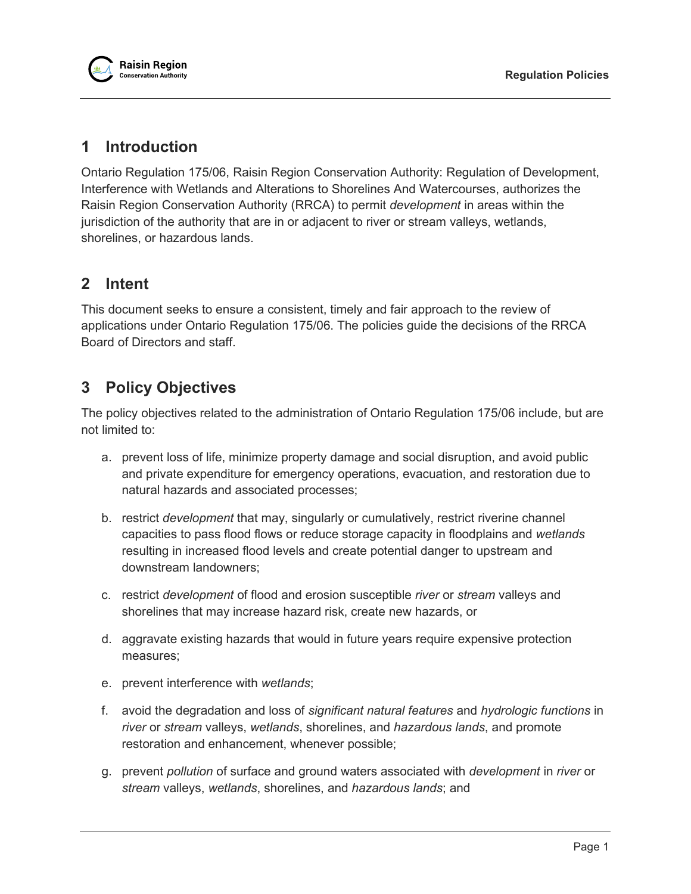# 1 Introduction

Ontario Regulation 175/06, Raisin Region Conservation Authority: Regulation of Development, Interference with Wetlands and Alterations to Shorelines And Watercourses, authorizes the Raisin Region Conservation Authority (RRCA) to permit *development* in areas within the jurisdiction of the authority that are in or adjacent to river or stream valleys, wetlands, shorelines, or hazardous lands.

# 2 Intent

This document seeks to ensure a consistent, timely and fair approach to the review of applications under Ontario Regulation 175/06. The policies guide the decisions of the RRCA Board of Directors and staff.

# 3 Policy Objectives

The policy objectives related to the administration of Ontario Regulation 175/06 include, but are not limited to:

a. prevent loss of life, minimize property damage and social disruption, and avoid public and private expenditure for emergency operations, evacuation, and restoration due to natural hazards and associated processes;

b. restrict *development* that may, singularly or cumulatively, restrict riverine channel capacities to pass flood flows or reduce storage capacity in floodplains and *wetlands* resulting in increased flood levels and create potential danger to upstream and downstream landowners;

c. restrict *development* of flood and erosion susceptible *river* or *stream* valleys and shorelines that may increase hazard risk, create new hazards, or

d. aggravate existing hazards that would in future years require expensive protection measures;

e. prevent interference with *wetlands*;

f. avoid the degradation and loss of *significant natural features* and *hydrologic functions* in *river* or *stream* valleys, *wetlands*, shorelines, and *hazardous lands*, and promote restoration and enhancement, whenever possible;

g. prevent *pollution* of surface and ground waters associated with *development* in *river* or *stream* valleys, *wetlands*, shorelines, and *hazardous lands*; and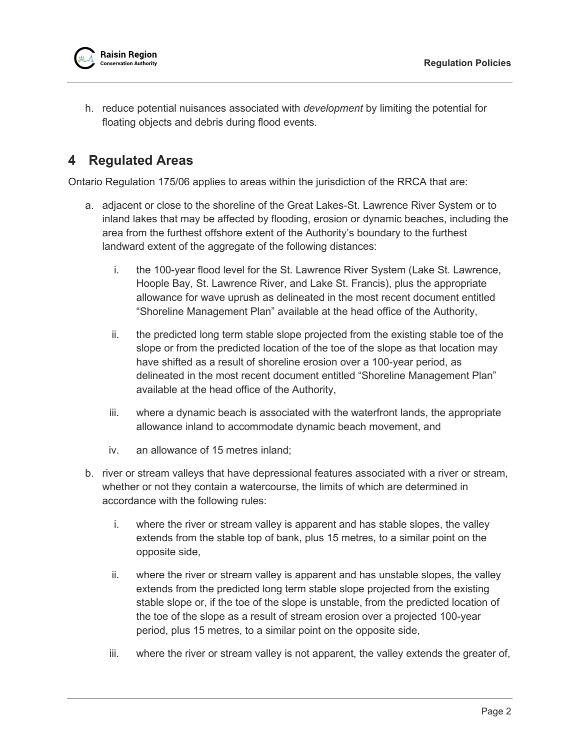h. reduce potential nuisances associated with *development* by limiting the potential for floating objects and debris during flood events.

## 4 Regulated Areas

Ontario Regulation 175/06 applies to areas within the jurisdiction of the RRCA that are:

a. adjacent or close to the shoreline of the Great Lakes-St. Lawrence River System or to inland lakes that may be affected by flooding, erosion or dynamic beaches, including the area from the furthest offshore extent of the Authority's boundary to the furthest landward extent of the aggregate of the following distances:

   i. the 100-year flood level for the St. Lawrence River System (Lake St. Lawrence, Hoople Bay, St. Lawrence River, and Lake St. Francis), plus the appropriate allowance for wave uprush as delineated in the most recent document entitled "Shoreline Management Plan" available at the head office of the Authority,

   ii. the predicted long term stable slope projected from the existing stable toe of the slope or from the predicted location of the toe of the slope as that location may have shifted as a result of shoreline erosion over a 100-year period, as delineated in the most recent document entitled "Shoreline Management Plan" available at the head office of the Authority,

   iii. where a dynamic beach is associated with the waterfront lands, the appropriate allowance inland to accommodate dynamic beach movement, and

   iv. an allowance of 15 metres inland;

b. river or stream valleys that have depressional features associated with a river or stream, whether or not they contain a watercourse, the limits of which are determined in accordance with the following rules:

   i. where the river or stream valley is apparent and has stable slopes, the valley extends from the stable top of bank, plus 15 metres, to a similar point on the opposite side,

   ii. where the river or stream valley is apparent and has unstable slopes, the valley extends from the predicted long term stable slope projected from the existing stable slope or, if the toe of the slope is unstable, from the predicted location of the toe of the slope as a result of stream erosion over a projected 100-year period, plus 15 metres, to a similar point on the opposite side,

   iii. where the river or stream valley is not apparent, the valley extends the greater of,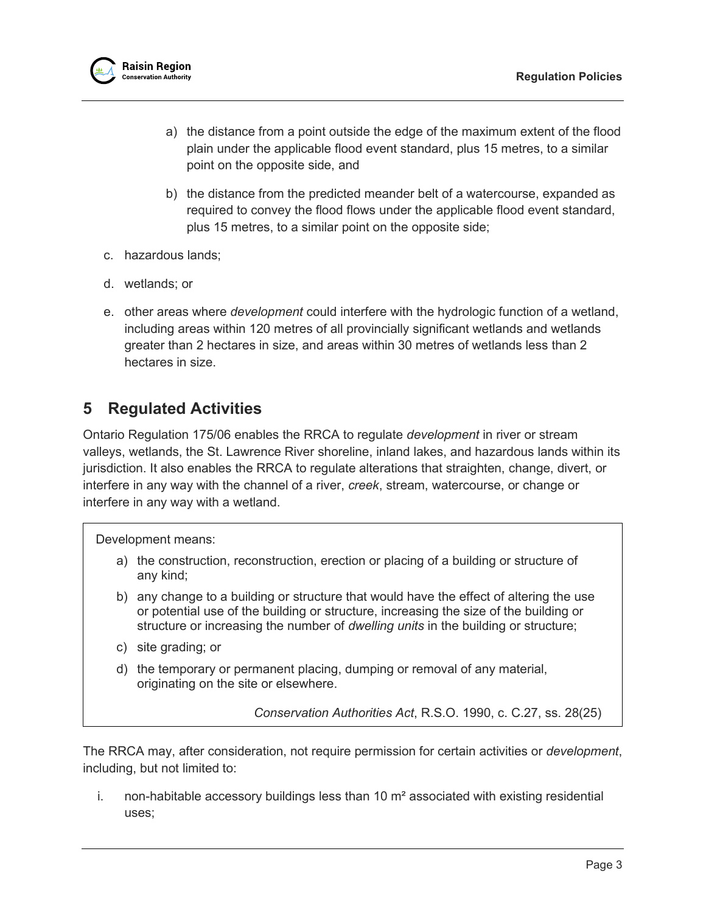a) the distance from a point outside the edge of the maximum extent of the flood plain under the applicable flood event standard, plus 15 metres, to a similar point on the opposite side, and

   b) the distance from the predicted meander belt of a watercourse, expanded as required to convey the flood flows under the applicable flood event standard, plus 15 metres, to a similar point on the opposite side;

c. hazardous lands;

d. wetlands; or

e. other areas where *development* could interfere with the hydrologic function of a wetland, including areas within 120 metres of all provincially significant wetlands and wetlands greater than 2 hectares in size, and areas within 30 metres of wetlands less than 2 hectares in size.

## 5 Regulated Activities

Ontario Regulation 175/06 enables the RRCA to regulate *development* in river or stream valleys, wetlands, the St. Lawrence River shoreline, inland lakes, and hazardous lands within its jurisdiction. It also enables the RRCA to regulate alterations that straighten, change, divert, or interfere in any way with the channel of a river, *creek*, stream, watercourse, or change or interfere in any way with a wetland.

> Development means:
>
> a) the construction, reconstruction, erection or placing of a building or structure of any kind;
>
> b) any change to a building or structure that would have the effect of altering the use or potential use of the building or structure, increasing the size of the building or structure or increasing the number of *dwelling units* in the building or structure;
>
> c) site grading; or
>
> d) the temporary or permanent placing, dumping or removal of any material, originating on the site or elsewhere.
>
> *Conservation Authorities Act*, R.S.O. 1990, c. C.27, ss. 28(25)

The RRCA may, after consideration, not require permission for certain activities or *development*, including, but not limited to:

i. non-habitable accessory buildings less than 10 m² associated with existing residential uses;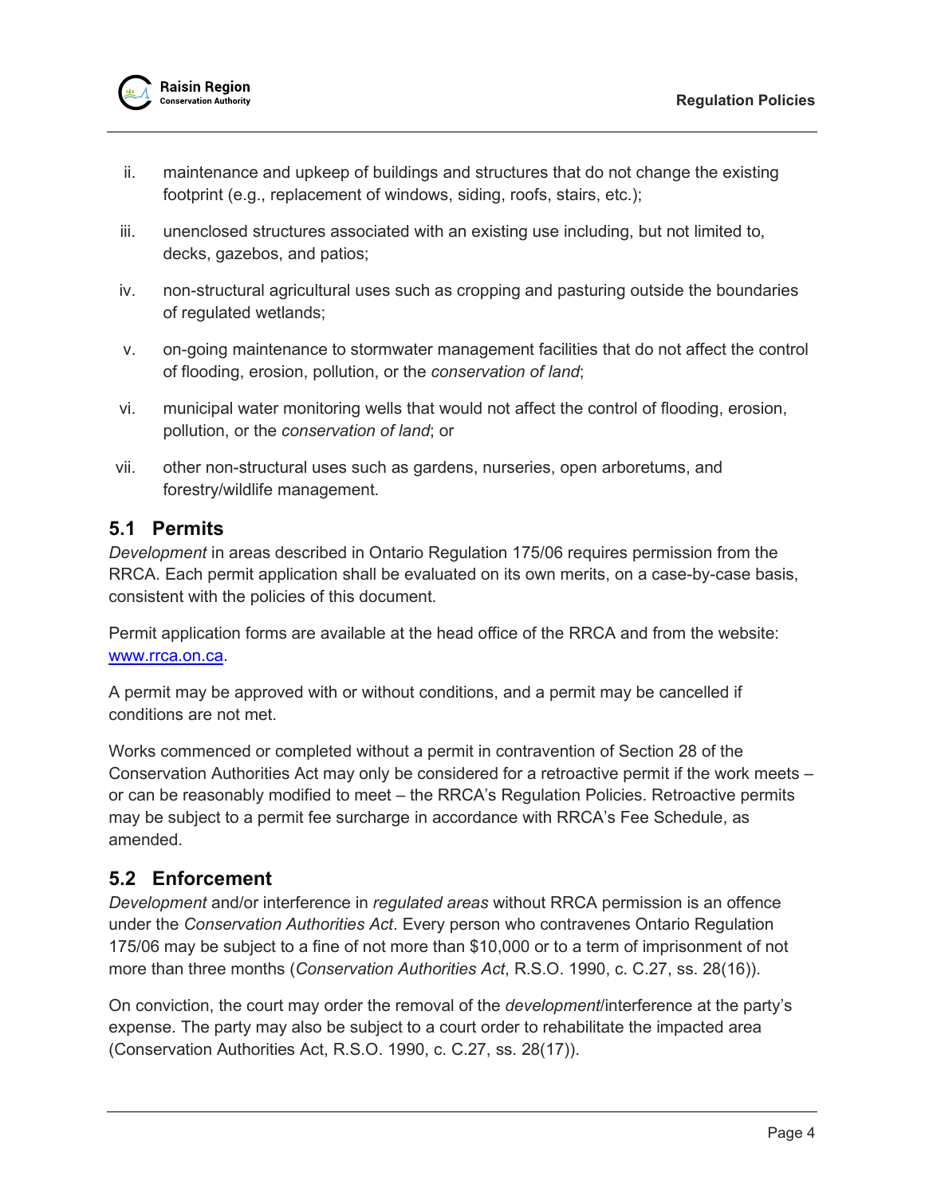ii. maintenance and upkeep of buildings and structures that do not change the existing footprint (e.g., replacement of windows, siding, roofs, stairs, etc.);

iii. unenclosed structures associated with an existing use including, but not limited to, decks, gazebos, and patios;

iv. non-structural agricultural uses such as cropping and pasturing outside the boundaries of regulated wetlands;

v. on-going maintenance to stormwater management facilities that do not affect the control of flooding, erosion, pollution, or the *conservation of land*;

vi. municipal water monitoring wells that would not affect the control of flooding, erosion, pollution, or the *conservation of land*; or

vii. other non-structural uses such as gardens, nurseries, open arboretums, and forestry/wildlife management.

## 5.1 Permits

*Development* in areas described in Ontario Regulation 175/06 requires permission from the RRCA. Each permit application shall be evaluated on its own merits, on a case-by-case basis, consistent with the policies of this document.

Permit application forms are available at the head office of the RRCA and from the website: [www.rrca.on.ca](http://www.rrca.on.ca).

A permit may be approved with or without conditions, and a permit may be cancelled if conditions are not met.

Works commenced or completed without a permit in contravention of Section 28 of the Conservation Authorities Act may only be considered for a retroactive permit if the work meets – or can be reasonably modified to meet – the RRCA's Regulation Policies. Retroactive permits may be subject to a permit fee surcharge in accordance with RRCA's Fee Schedule, as amended.

## 5.2 Enforcement

*Development* and/or interference in *regulated areas* without RRCA permission is an offence under the *Conservation Authorities Act*. Every person who contravenes Ontario Regulation 175/06 may be subject to a fine of not more than $10,000 or to a term of imprisonment of not more than three months (*Conservation Authorities Act*, R.S.O. 1990, c. C.27, ss. 28(16)).

On conviction, the court may order the removal of the *development*/interference at the party's expense. The party may also be subject to a court order to rehabilitate the impacted area (Conservation Authorities Act, R.S.O. 1990, c. C.27, ss. 28(17)).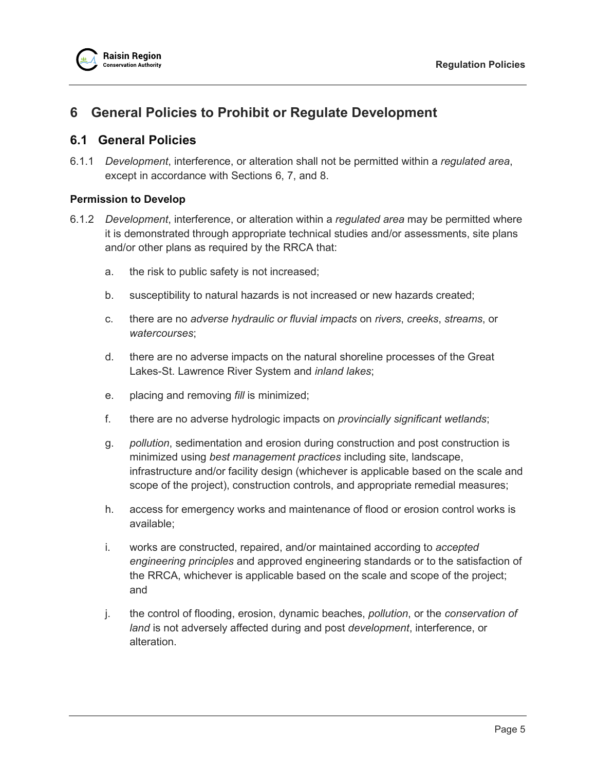# 6 General Policies to Prohibit or Regulate Development

## 6.1 General Policies

6.1.1 *Development*, interference, or alteration shall not be permitted within a *regulated area*, except in accordance with Sections 6, 7, and 8.

### Permission to Develop

6.1.2 *Development*, interference, or alteration within a *regulated area* may be permitted where it is demonstrated through appropriate technical studies and/or assessments, site plans and/or other plans as required by the RRCA that:

a. the risk to public safety is not increased;

b. susceptibility to natural hazards is not increased or new hazards created;

c. there are no *adverse hydraulic or fluvial impacts* on *rivers*, *creeks*, *streams*, or *watercourses*;

d. there are no adverse impacts on the natural shoreline processes of the Great Lakes-St. Lawrence River System and *inland lakes*;

e. placing and removing *fill* is minimized;

f. there are no adverse hydrologic impacts on *provincially significant wetlands*;

g. *pollution*, sedimentation and erosion during construction and post construction is minimized using *best management practices* including site, landscape, infrastructure and/or facility design (whichever is applicable based on the scale and scope of the project), construction controls, and appropriate remedial measures;

h. access for emergency works and maintenance of flood or erosion control works is available;

i. works are constructed, repaired, and/or maintained according to *accepted engineering principles* and approved engineering standards or to the satisfaction of the RRCA, whichever is applicable based on the scale and scope of the project; and

j. the control of flooding, erosion, dynamic beaches, *pollution*, or the *conservation of land* is not adversely affected during and post *development*, interference, or alteration.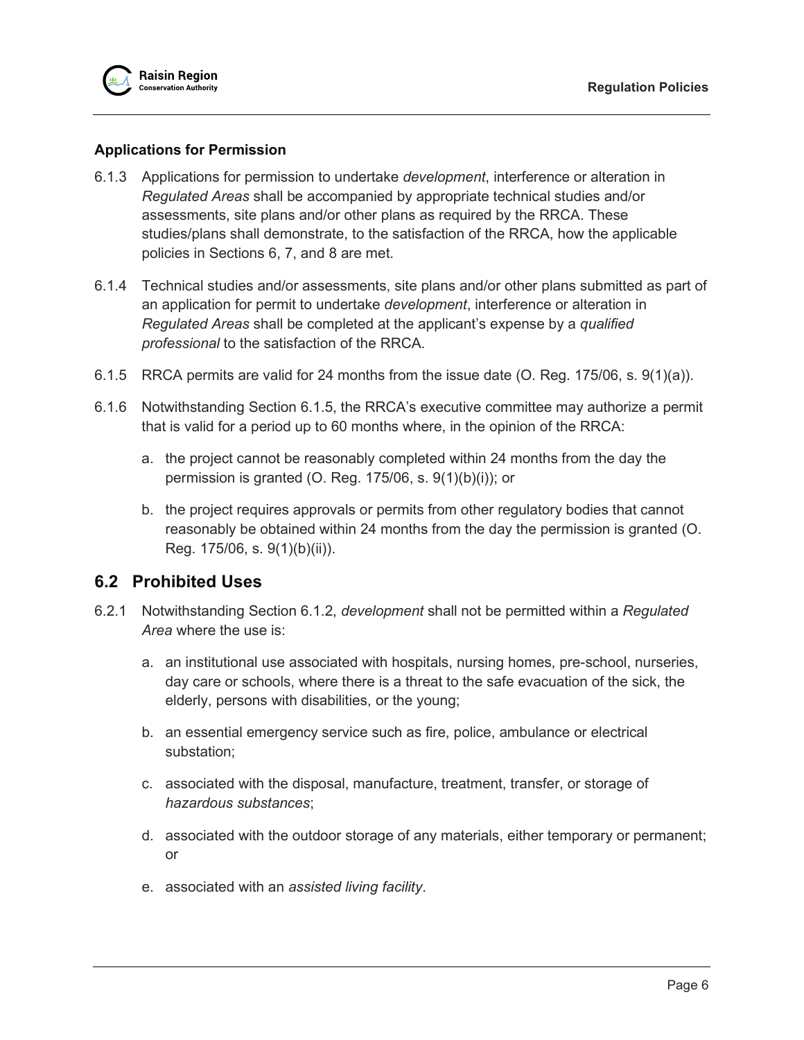### Applications for Permission

6.1.3 Applications for permission to undertake *development*, interference or alteration in *Regulated Areas* shall be accompanied by appropriate technical studies and/or assessments, site plans and/or other plans as required by the RRCA. These studies/plans shall demonstrate, to the satisfaction of the RRCA, how the applicable policies in Sections 6, 7, and 8 are met.

6.1.4 Technical studies and/or assessments, site plans and/or other plans submitted as part of an application for permit to undertake *development*, interference or alteration in *Regulated Areas* shall be completed at the applicant's expense by a *qualified professional* to the satisfaction of the RRCA.

6.1.5 RRCA permits are valid for 24 months from the issue date (O. Reg. 175/06, s. 9(1)(a)).

6.1.6 Notwithstanding Section 6.1.5, the RRCA's executive committee may authorize a permit that is valid for a period up to 60 months where, in the opinion of the RRCA:

a. the project cannot be reasonably completed within 24 months from the day the permission is granted (O. Reg. 175/06, s. 9(1)(b)(i)); or

b. the project requires approvals or permits from other regulatory bodies that cannot reasonably be obtained within 24 months from the day the permission is granted (O. Reg. 175/06, s. 9(1)(b)(ii)).

## 6.2 Prohibited Uses

6.2.1 Notwithstanding Section 6.1.2, *development* shall not be permitted within a *Regulated Area* where the use is:

a. an institutional use associated with hospitals, nursing homes, pre-school, nurseries, day care or schools, where there is a threat to the safe evacuation of the sick, the elderly, persons with disabilities, or the young;

b. an essential emergency service such as fire, police, ambulance or electrical substation;

c. associated with the disposal, manufacture, treatment, transfer, or storage of *hazardous substances*;

d. associated with the outdoor storage of any materials, either temporary or permanent; or

e. associated with an *assisted living facility*.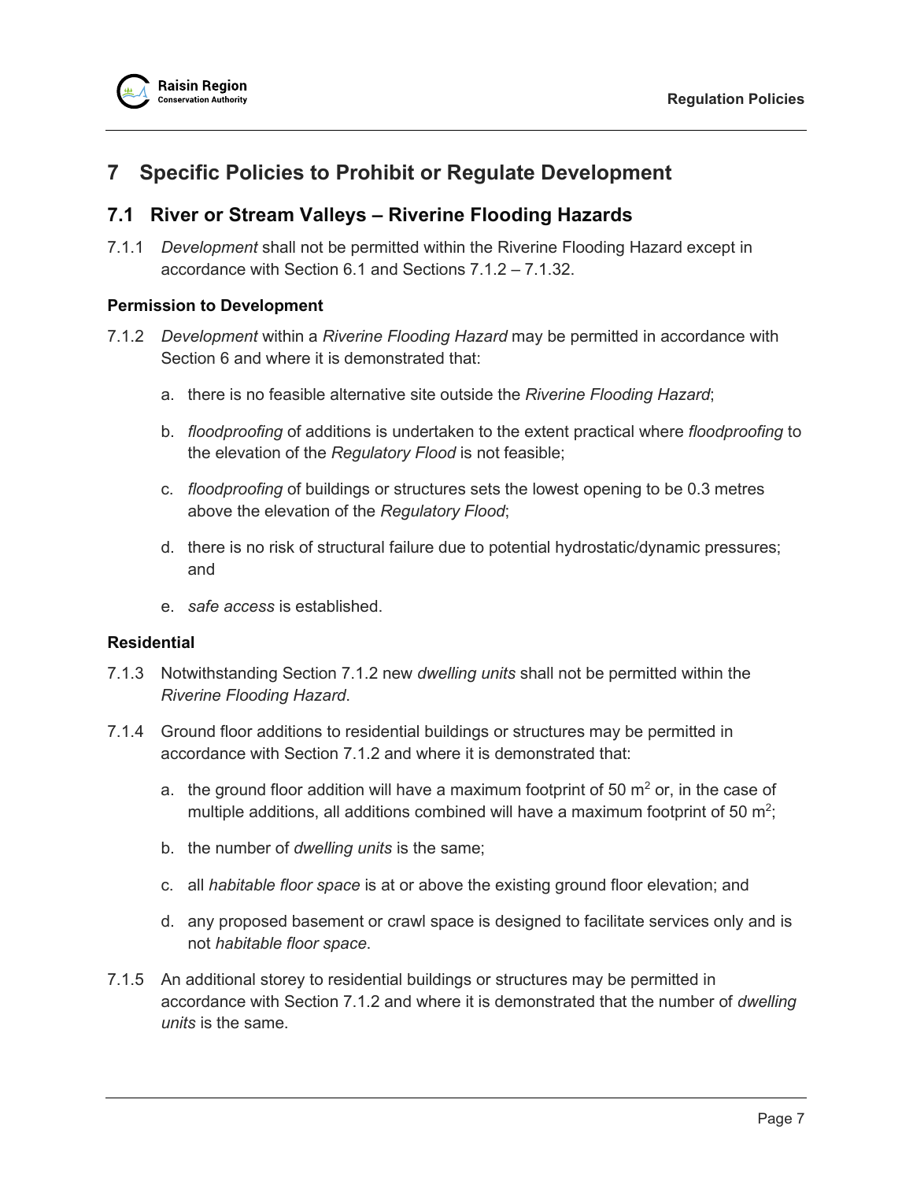# 7 Specific Policies to Prohibit or Regulate Development

## 7.1 River or Stream Valleys – Riverine Flooding Hazards

7.1.1 *Development* shall not be permitted within the Riverine Flooding Hazard except in accordance with Section 6.1 and Sections 7.1.2 – 7.1.32.

### Permission to Development

7.1.2 *Development* within a *Riverine Flooding Hazard* may be permitted in accordance with Section 6 and where it is demonstrated that:

a. there is no feasible alternative site outside the *Riverine Flooding Hazard*;

b. *floodproofing* of additions is undertaken to the extent practical where *floodproofing* to the elevation of the *Regulatory Flood* is not feasible;

c. *floodproofing* of buildings or structures sets the lowest opening to be 0.3 metres above the elevation of the *Regulatory Flood*;

d. there is no risk of structural failure due to potential hydrostatic/dynamic pressures; and

e. *safe access* is established.

### Residential

7.1.3 Notwithstanding Section 7.1.2 new *dwelling units* shall not be permitted within the *Riverine Flooding Hazard*.

7.1.4 Ground floor additions to residential buildings or structures may be permitted in accordance with Section 7.1.2 and where it is demonstrated that:

a. the ground floor addition will have a maximum footprint of 50 $m^2$ or, in the case of multiple additions, all additions combined will have a maximum footprint of 50 $m^2$;

b. the number of *dwelling units* is the same;

c. all *habitable floor space* is at or above the existing ground floor elevation; and

d. any proposed basement or crawl space is designed to facilitate services only and is not *habitable floor space*.

7.1.5 An additional storey to residential buildings or structures may be permitted in accordance with Section 7.1.2 and where it is demonstrated that the number of *dwelling units* is the same.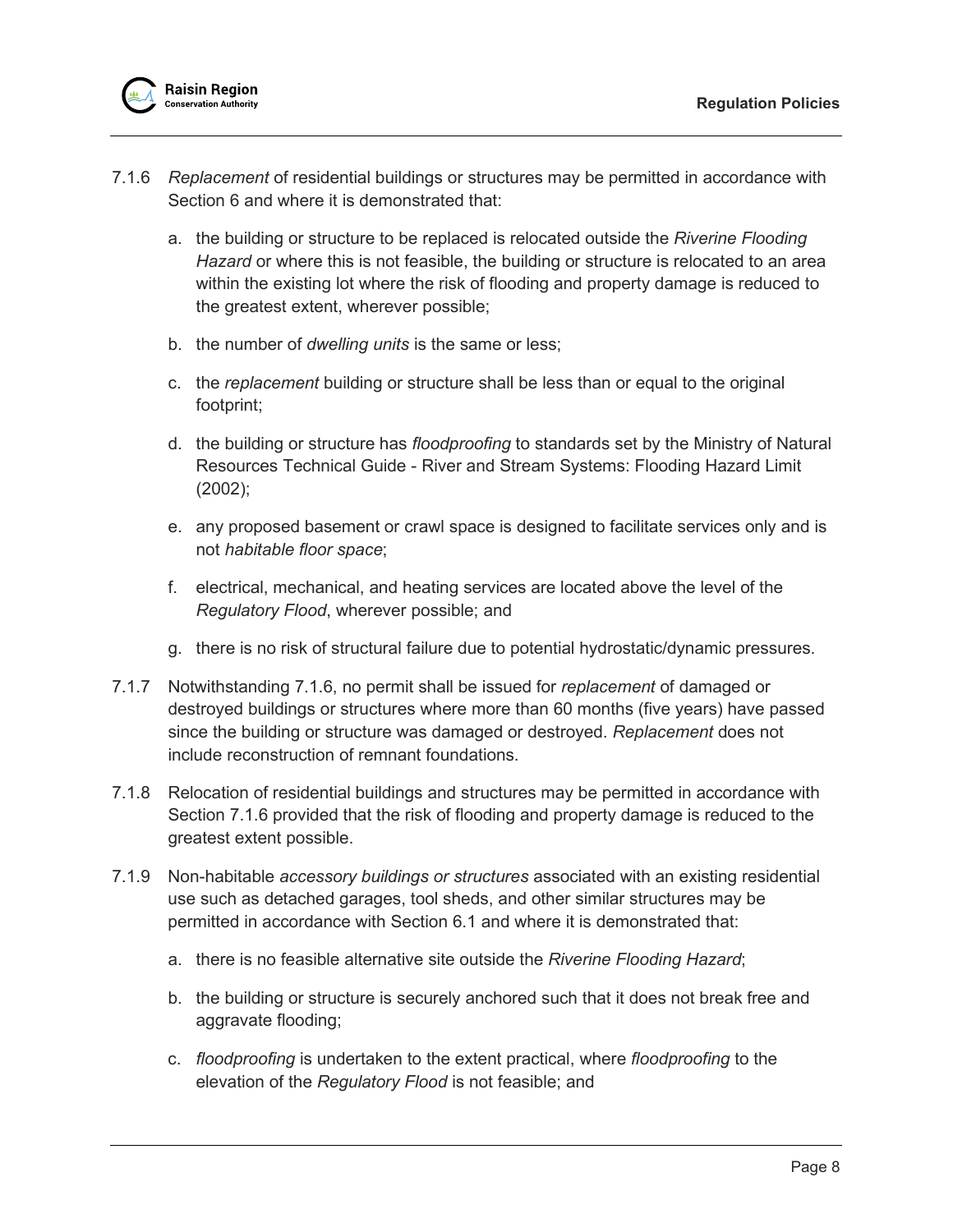7.1.6 *Replacement* of residential buildings or structures may be permitted in accordance with Section 6 and where it is demonstrated that:

a. the building or structure to be replaced is relocated outside the *Riverine Flooding Hazard* or where this is not feasible, the building or structure is relocated to an area within the existing lot where the risk of flooding and property damage is reduced to the greatest extent, wherever possible;

b. the number of *dwelling units* is the same or less;

c. the *replacement* building or structure shall be less than or equal to the original footprint;

d. the building or structure has *floodproofing* to standards set by the Ministry of Natural Resources Technical Guide - River and Stream Systems: Flooding Hazard Limit (2002);

e. any proposed basement or crawl space is designed to facilitate services only and is not *habitable floor space*;

f. electrical, mechanical, and heating services are located above the level of the *Regulatory Flood*, wherever possible; and

g. there is no risk of structural failure due to potential hydrostatic/dynamic pressures.

7.1.7 Notwithstanding 7.1.6, no permit shall be issued for *replacement* of damaged or destroyed buildings or structures where more than 60 months (five years) have passed since the building or structure was damaged or destroyed. *Replacement* does not include reconstruction of remnant foundations.

7.1.8 Relocation of residential buildings and structures may be permitted in accordance with Section 7.1.6 provided that the risk of flooding and property damage is reduced to the greatest extent possible.

7.1.9 Non-habitable *accessory buildings or structures* associated with an existing residential use such as detached garages, tool sheds, and other similar structures may be permitted in accordance with Section 6.1 and where it is demonstrated that:

a. there is no feasible alternative site outside the *Riverine Flooding Hazard*;

b. the building or structure is securely anchored such that it does not break free and aggravate flooding;

c. *floodproofing* is undertaken to the extent practical, where *floodproofing* to the elevation of the *Regulatory Flood* is not feasible; and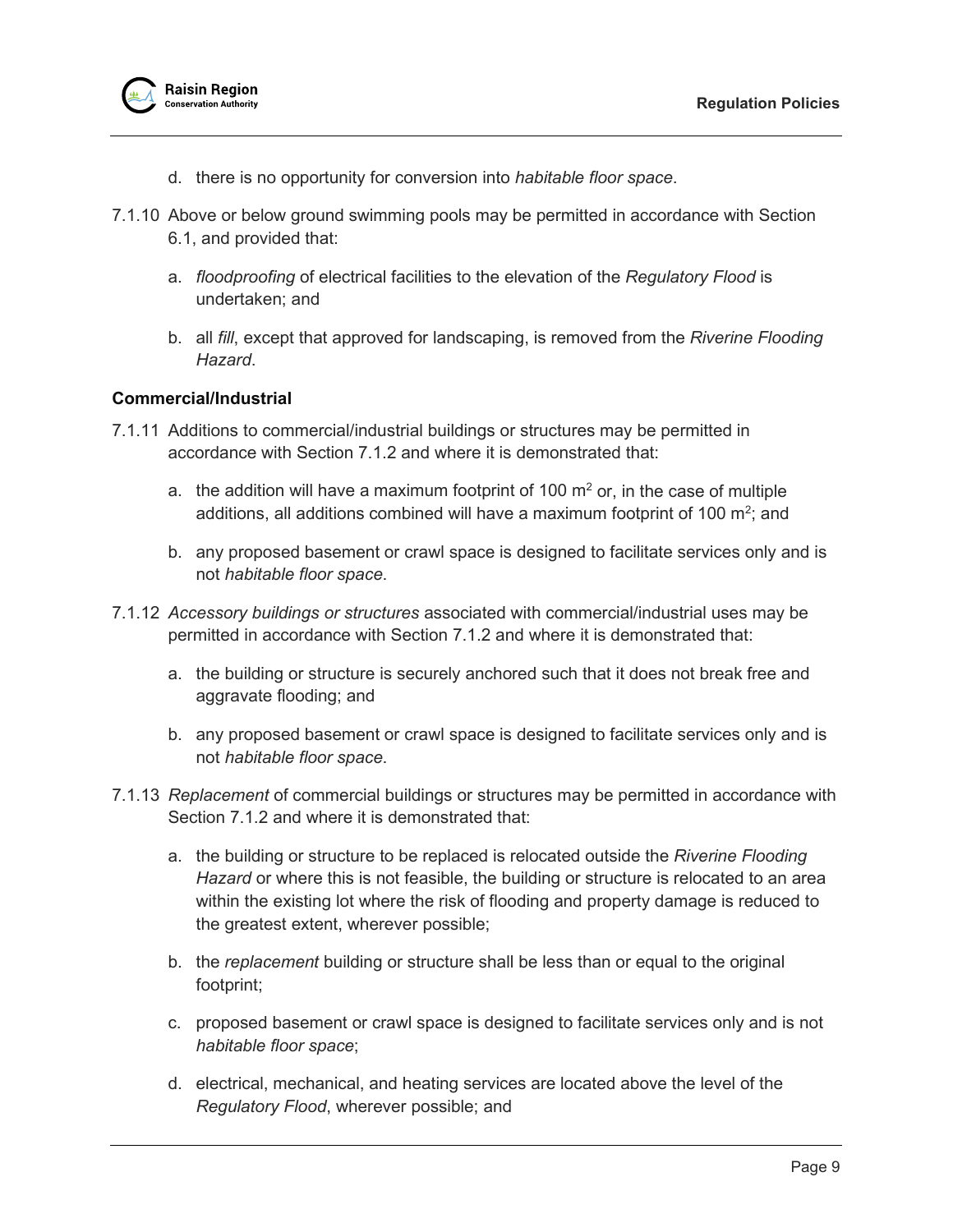d. there is no opportunity for conversion into *habitable floor space*.

7.1.10 Above or below ground swimming pools may be permitted in accordance with Section 6.1, and provided that:

a. *floodproofing* of electrical facilities to the elevation of the *Regulatory Flood* is undertaken; and

b. all *fill*, except that approved for landscaping, is removed from the *Riverine Flooding Hazard*.

**Commercial/Industrial**

7.1.11 Additions to commercial/industrial buildings or structures may be permitted in accordance with Section 7.1.2 and where it is demonstrated that:

a. the addition will have a maximum footprint of 100 $m^2$ or, in the case of multiple additions, all additions combined will have a maximum footprint of 100 $m^2$; and

b. any proposed basement or crawl space is designed to facilitate services only and is not *habitable floor space*.

7.1.12 *Accessory buildings or structures* associated with commercial/industrial uses may be permitted in accordance with Section 7.1.2 and where it is demonstrated that:

a. the building or structure is securely anchored such that it does not break free and aggravate flooding; and

b. any proposed basement or crawl space is designed to facilitate services only and is not *habitable floor space*.

7.1.13 *Replacement* of commercial buildings or structures may be permitted in accordance with Section 7.1.2 and where it is demonstrated that:

a. the building or structure to be replaced is relocated outside the *Riverine Flooding Hazard* or where this is not feasible, the building or structure is relocated to an area within the existing lot where the risk of flooding and property damage is reduced to the greatest extent, wherever possible;

b. the *replacement* building or structure shall be less than or equal to the original footprint;

c. proposed basement or crawl space is designed to facilitate services only and is not *habitable floor space*;

d. electrical, mechanical, and heating services are located above the level of the *Regulatory Flood*, wherever possible; and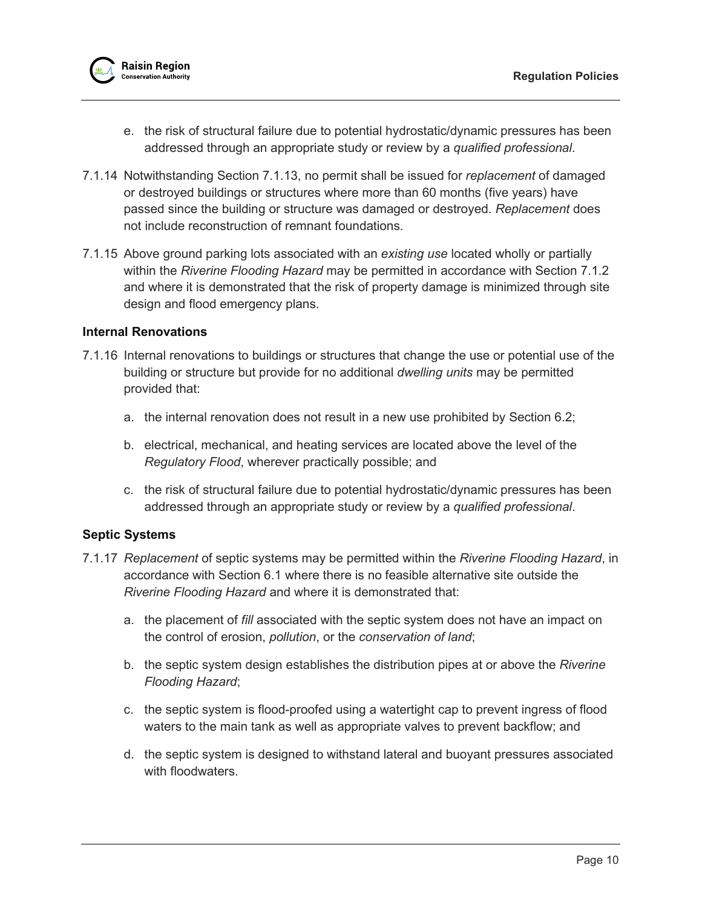e. the risk of structural failure due to potential hydrostatic/dynamic pressures has been addressed through an appropriate study or review by a *qualified professional*.

7.1.14 Notwithstanding Section 7.1.13, no permit shall be issued for *replacement* of damaged or destroyed buildings or structures where more than 60 months (five years) have passed since the building or structure was damaged or destroyed. *Replacement* does not include reconstruction of remnant foundations.

7.1.15 Above ground parking lots associated with an *existing use* located wholly or partially within the *Riverine Flooding Hazard* may be permitted in accordance with Section 7.1.2 and where it is demonstrated that the risk of property damage is minimized through site design and flood emergency plans.

### Internal Renovations

7.1.16 Internal renovations to buildings or structures that change the use or potential use of the building or structure but provide for no additional *dwelling units* may be permitted provided that:

a. the internal renovation does not result in a new use prohibited by Section 6.2;

b. electrical, mechanical, and heating services are located above the level of the *Regulatory Flood*, wherever practically possible; and

c. the risk of structural failure due to potential hydrostatic/dynamic pressures has been addressed through an appropriate study or review by a *qualified professional*.

### Septic Systems

7.1.17 *Replacement* of septic systems may be permitted within the *Riverine Flooding Hazard*, in accordance with Section 6.1 where there is no feasible alternative site outside the *Riverine Flooding Hazard* and where it is demonstrated that:

a. the placement of *fill* associated with the septic system does not have an impact on the control of erosion, *pollution*, or the *conservation of land*;

b. the septic system design establishes the distribution pipes at or above the *Riverine Flooding Hazard*;

c. the septic system is flood-proofed using a watertight cap to prevent ingress of flood waters to the main tank as well as appropriate valves to prevent backflow; and

d. the septic system is designed to withstand lateral and buoyant pressures associated with floodwaters.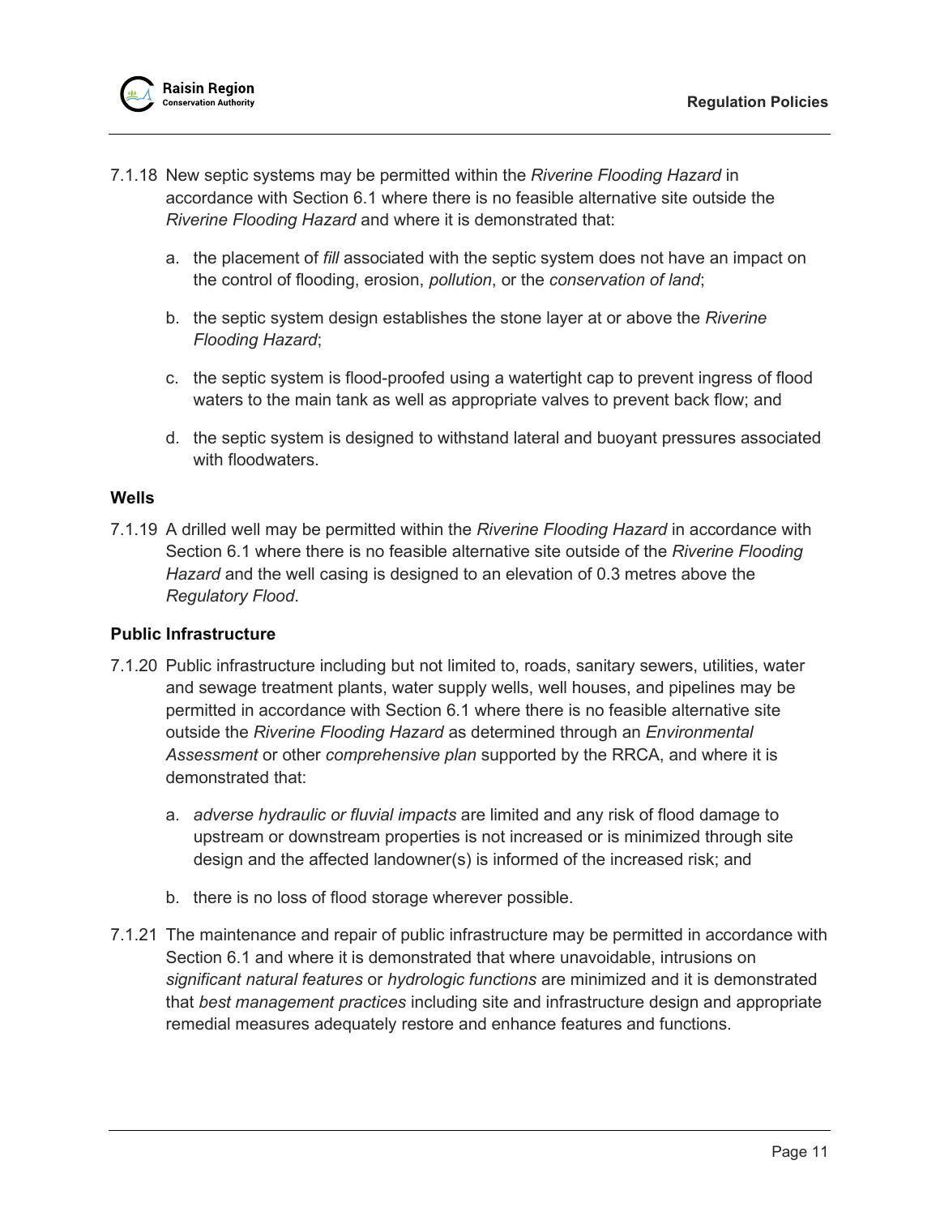7.1.18 New septic systems may be permitted within the *Riverine Flooding Hazard* in accordance with Section 6.1 where there is no feasible alternative site outside the *Riverine Flooding Hazard* and where it is demonstrated that:

   a. the placement of *fill* associated with the septic system does not have an impact on the control of flooding, erosion, *pollution*, or the *conservation of land*;

   b. the septic system design establishes the stone layer at or above the *Riverine Flooding Hazard*;

   c. the septic system is flood-proofed using a watertight cap to prevent ingress of flood waters to the main tank as well as appropriate valves to prevent back flow; and

   d. the septic system is designed to withstand lateral and buoyant pressures associated with floodwaters.

**Wells**

7.1.19 A drilled well may be permitted within the *Riverine Flooding Hazard* in accordance with Section 6.1 where there is no feasible alternative site outside of the *Riverine Flooding Hazard* and the well casing is designed to an elevation of 0.3 metres above the *Regulatory Flood*.

**Public Infrastructure**

7.1.20 Public infrastructure including but not limited to, roads, sanitary sewers, utilities, water and sewage treatment plants, water supply wells, well houses, and pipelines may be permitted in accordance with Section 6.1 where there is no feasible alternative site outside the *Riverine Flooding Hazard* as determined through an *Environmental Assessment* or other *comprehensive plan* supported by the RRCA, and where it is demonstrated that:

   a. *adverse hydraulic or fluvial impacts* are limited and any risk of flood damage to upstream or downstream properties is not increased or is minimized through site design and the affected landowner(s) is informed of the increased risk; and

   b. there is no loss of flood storage wherever possible.

7.1.21 The maintenance and repair of public infrastructure may be permitted in accordance with Section 6.1 and where it is demonstrated that where unavoidable, intrusions on *significant natural features* or *hydrologic functions* are minimized and it is demonstrated that *best management practices* including site and infrastructure design and appropriate remedial measures adequately restore and enhance features and functions.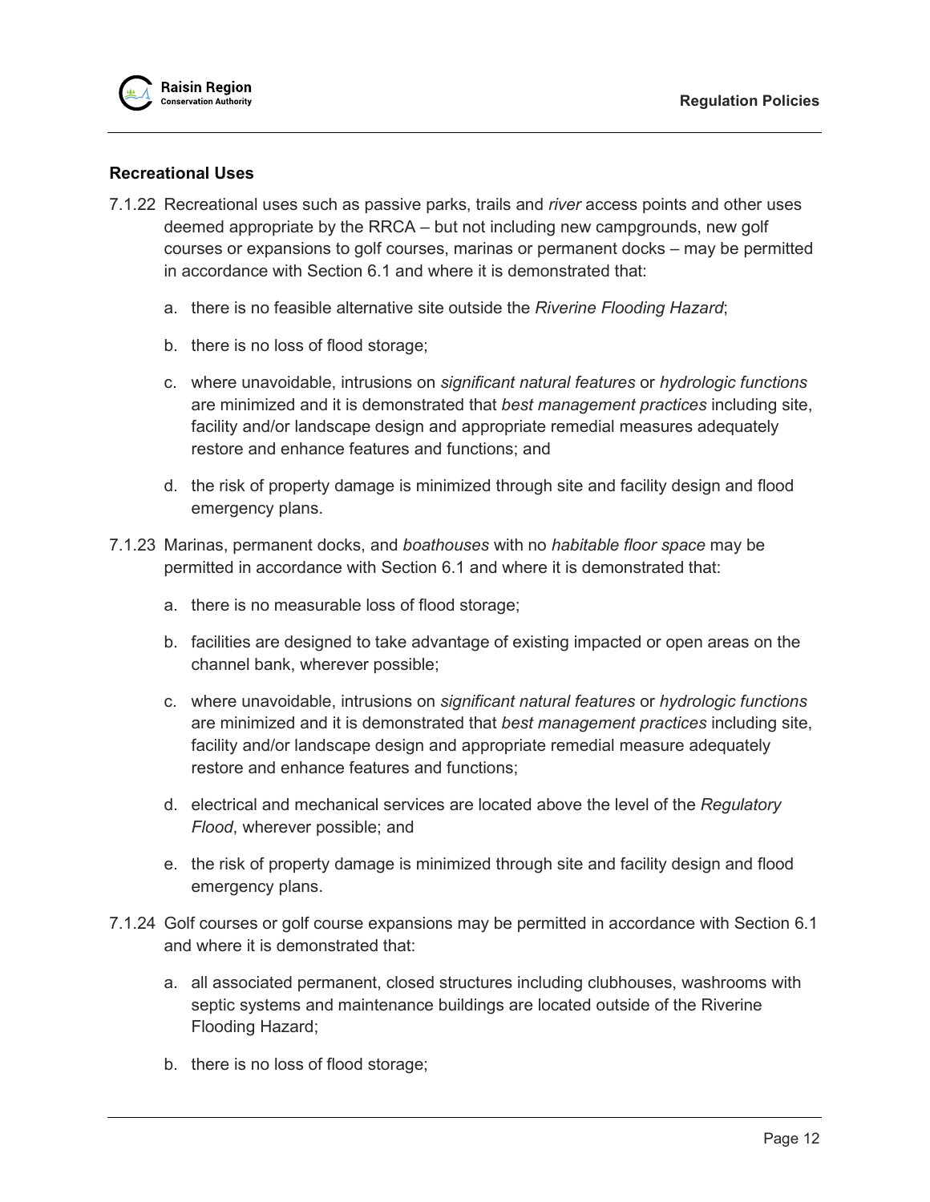**Recreational Uses**

7.1.22 Recreational uses such as passive parks, trails and *river* access points and other uses deemed appropriate by the RRCA – but not including new campgrounds, new golf courses or expansions to golf courses, marinas or permanent docks – may be permitted in accordance with Section 6.1 and where it is demonstrated that:

   a. there is no feasible alternative site outside the *Riverine Flooding Hazard*;

   b. there is no loss of flood storage;

   c. where unavoidable, intrusions on *significant natural features* or *hydrologic functions* are minimized and it is demonstrated that *best management practices* including site, facility and/or landscape design and appropriate remedial measures adequately restore and enhance features and functions; and

   d. the risk of property damage is minimized through site and facility design and flood emergency plans.

7.1.23 Marinas, permanent docks, and *boathouses* with no *habitable floor space* may be permitted in accordance with Section 6.1 and where it is demonstrated that:

   a. there is no measurable loss of flood storage;

   b. facilities are designed to take advantage of existing impacted or open areas on the channel bank, wherever possible;

   c. where unavoidable, intrusions on *significant natural features* or *hydrologic functions* are minimized and it is demonstrated that *best management practices* including site, facility and/or landscape design and appropriate remedial measure adequately restore and enhance features and functions;

   d. electrical and mechanical services are located above the level of the *Regulatory Flood*, wherever possible; and

   e. the risk of property damage is minimized through site and facility design and flood emergency plans.

7.1.24 Golf courses or golf course expansions may be permitted in accordance with Section 6.1 and where it is demonstrated that:

   a. all associated permanent, closed structures including clubhouses, washrooms with septic systems and maintenance buildings are located outside of the Riverine Flooding Hazard;

   b. there is no loss of flood storage;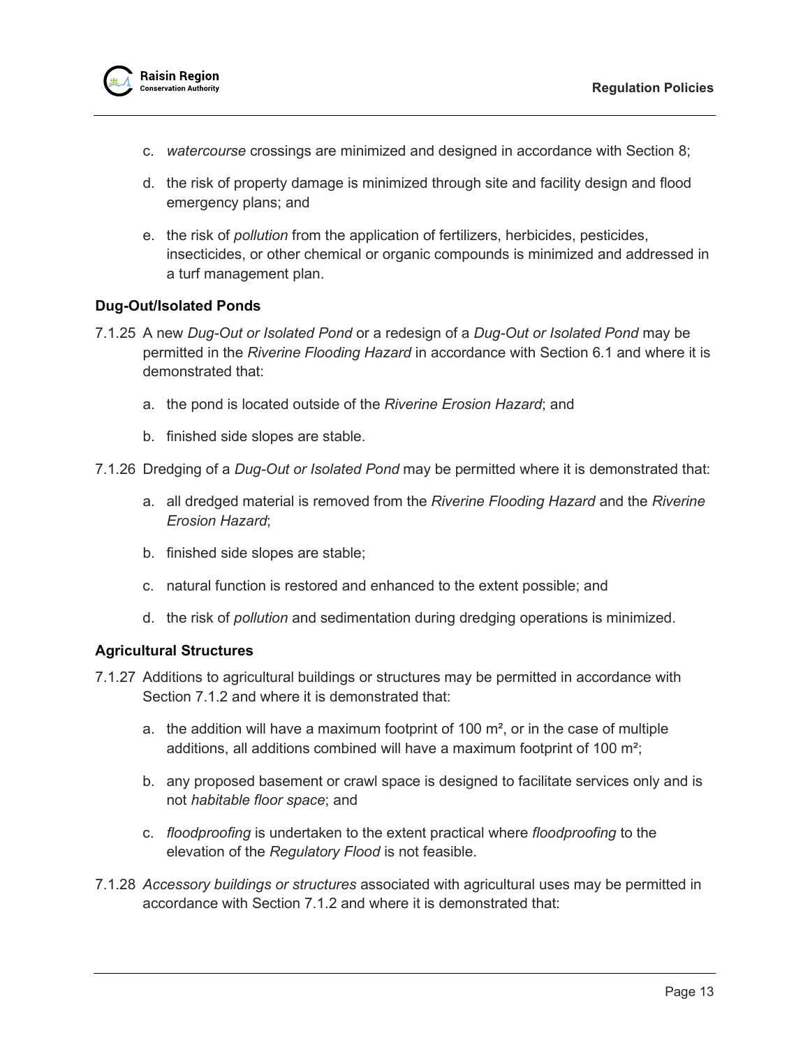c. *watercourse* crossings are minimized and designed in accordance with Section 8;

d. the risk of property damage is minimized through site and facility design and flood emergency plans; and

e. the risk of *pollution* from the application of fertilizers, herbicides, pesticides, insecticides, or other chemical or organic compounds is minimized and addressed in a turf management plan.

**Dug-Out/Isolated Ponds**

7.1.25 A new *Dug-Out or Isolated Pond* or a redesign of a *Dug-Out or Isolated Pond* may be permitted in the *Riverine Flooding Hazard* in accordance with Section 6.1 and where it is demonstrated that:

a. the pond is located outside of the *Riverine Erosion Hazard*; and

b. finished side slopes are stable.

7.1.26 Dredging of a *Dug-Out or Isolated Pond* may be permitted where it is demonstrated that:

a. all dredged material is removed from the *Riverine Flooding Hazard* and the *Riverine Erosion Hazard*;

b. finished side slopes are stable;

c. natural function is restored and enhanced to the extent possible; and

d. the risk of *pollution* and sedimentation during dredging operations is minimized.

**Agricultural Structures**

7.1.27 Additions to agricultural buildings or structures may be permitted in accordance with Section 7.1.2 and where it is demonstrated that:

a. the addition will have a maximum footprint of 100 $m^2$, or in the case of multiple additions, all additions combined will have a maximum footprint of 100 $m^2$;

b. any proposed basement or crawl space is designed to facilitate services only and is not *habitable floor space*; and

c. *floodproofing* is undertaken to the extent practical where *floodproofing* to the elevation of the *Regulatory Flood* is not feasible.

7.1.28 *Accessory buildings or structures* associated with agricultural uses may be permitted in accordance with Section 7.1.2 and where it is demonstrated that: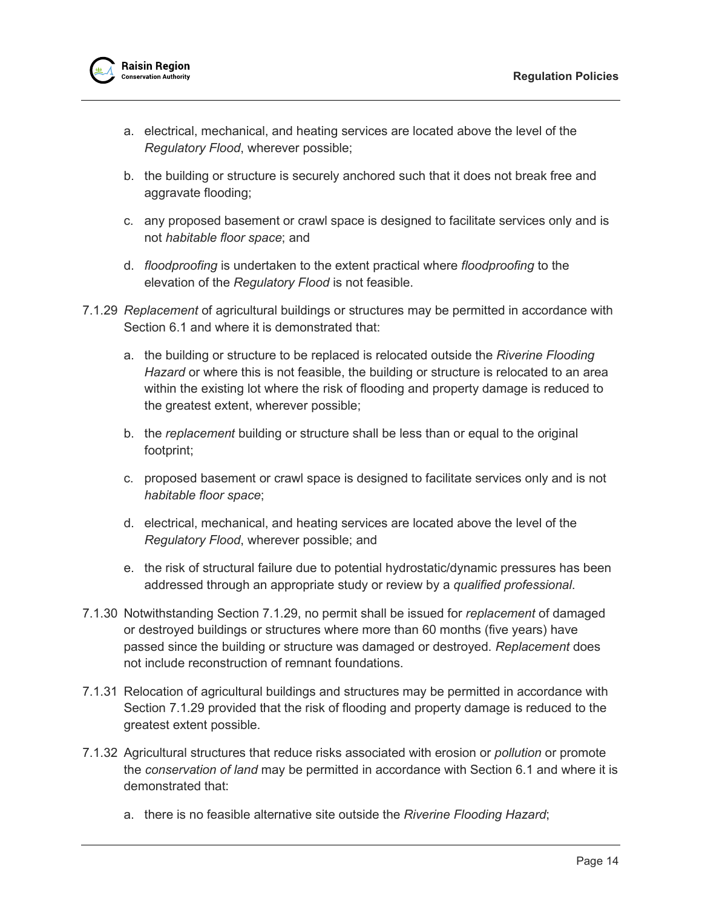a. electrical, mechanical, and heating services are located above the level of the *Regulatory Flood*, wherever possible;

b. the building or structure is securely anchored such that it does not break free and aggravate flooding;

c. any proposed basement or crawl space is designed to facilitate services only and is not *habitable floor space*; and

d. *floodproofing* is undertaken to the extent practical where *floodproofing* to the elevation of the *Regulatory Flood* is not feasible.

7.1.29 *Replacement* of agricultural buildings or structures may be permitted in accordance with Section 6.1 and where it is demonstrated that:

a. the building or structure to be replaced is relocated outside the *Riverine Flooding Hazard* or where this is not feasible, the building or structure is relocated to an area within the existing lot where the risk of flooding and property damage is reduced to the greatest extent, wherever possible;

b. the *replacement* building or structure shall be less than or equal to the original footprint;

c. proposed basement or crawl space is designed to facilitate services only and is not *habitable floor space*;

d. electrical, mechanical, and heating services are located above the level of the *Regulatory Flood*, wherever possible; and

e. the risk of structural failure due to potential hydrostatic/dynamic pressures has been addressed through an appropriate study or review by a *qualified professional*.

7.1.30 Notwithstanding Section 7.1.29, no permit shall be issued for *replacement* of damaged or destroyed buildings or structures where more than 60 months (five years) have passed since the building or structure was damaged or destroyed. *Replacement* does not include reconstruction of remnant foundations.

7.1.31 Relocation of agricultural buildings and structures may be permitted in accordance with Section 7.1.29 provided that the risk of flooding and property damage is reduced to the greatest extent possible.

7.1.32 Agricultural structures that reduce risks associated with erosion or *pollution* or promote the *conservation of land* may be permitted in accordance with Section 6.1 and where it is demonstrated that:

a. there is no feasible alternative site outside the *Riverine Flooding Hazard*;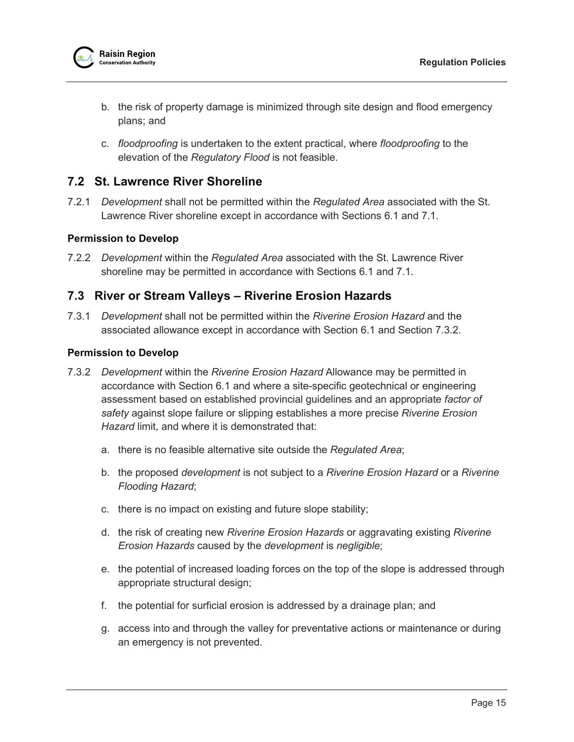b. the risk of property damage is minimized through site design and flood emergency plans; and

c. *floodproofing* is undertaken to the extent practical, where *floodproofing* to the elevation of the *Regulatory Flood* is not feasible.

## 7.2 St. Lawrence River Shoreline

7.2.1 *Development* shall not be permitted within the *Regulated Area* associated with the St. Lawrence River shoreline except in accordance with Sections 6.1 and 7.1.

**Permission to Develop**

7.2.2 *Development* within the *Regulated Area* associated with the St. Lawrence River shoreline may be permitted in accordance with Sections 6.1 and 7.1.

## 7.3 River or Stream Valleys – Riverine Erosion Hazards

7.3.1 *Development* shall not be permitted within the *Riverine Erosion Hazard* and the associated allowance except in accordance with Section 6.1 and Section 7.3.2.

**Permission to Develop**

7.3.2 *Development* within the *Riverine Erosion Hazard* Allowance may be permitted in accordance with Section 6.1 and where a site-specific geotechnical or engineering assessment based on established provincial guidelines and an appropriate *factor of safety* against slope failure or slipping establishes a more precise *Riverine Erosion Hazard* limit, and where it is demonstrated that:

a. there is no feasible alternative site outside the *Regulated Area*;

b. the proposed *development* is not subject to a *Riverine Erosion Hazard* or a *Riverine Flooding Hazard*;

c. there is no impact on existing and future slope stability;

d. the risk of creating new *Riverine Erosion Hazards* or aggravating existing *Riverine Erosion Hazards* caused by the *development* is *negligible*;

e. the potential of increased loading forces on the top of the slope is addressed through appropriate structural design;

f. the potential for surficial erosion is addressed by a drainage plan; and

g. access into and through the valley for preventative actions or maintenance or during an emergency is not prevented.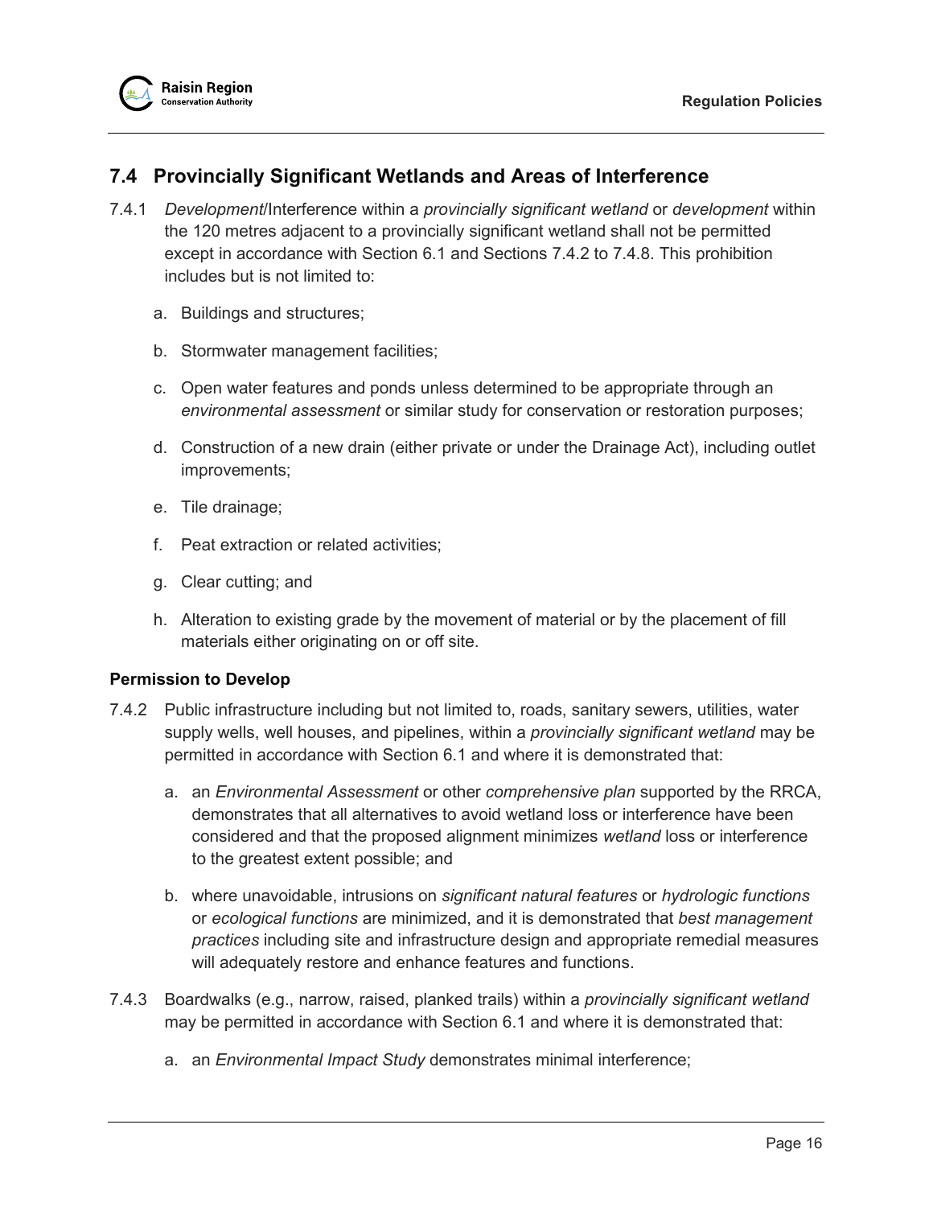## 7.4 Provincially Significant Wetlands and Areas of Interference

7.4.1 *Development*/Interference within a *provincially significant wetland* or *development* within the 120 metres adjacent to a provincially significant wetland shall not be permitted except in accordance with Section 6.1 and Sections 7.4.2 to 7.4.8. This prohibition includes but is not limited to:

a. Buildings and structures;

b. Stormwater management facilities;

c. Open water features and ponds unless determined to be appropriate through an *environmental assessment* or similar study for conservation or restoration purposes;

d. Construction of a new drain (either private or under the Drainage Act), including outlet improvements;

e. Tile drainage;

f. Peat extraction or related activities;

g. Clear cutting; and

h. Alteration to existing grade by the movement of material or by the placement of fill materials either originating on or off site.

**Permission to Develop**

7.4.2 Public infrastructure including but not limited to, roads, sanitary sewers, utilities, water supply wells, well houses, and pipelines, within a *provincially significant wetland* may be permitted in accordance with Section 6.1 and where it is demonstrated that:

a. an *Environmental Assessment* or other *comprehensive plan* supported by the RRCA, demonstrates that all alternatives to avoid wetland loss or interference have been considered and that the proposed alignment minimizes *wetland* loss or interference to the greatest extent possible; and

b. where unavoidable, intrusions on *significant natural features* or *hydrologic functions* or *ecological functions* are minimized, and it is demonstrated that *best management practices* including site and infrastructure design and appropriate remedial measures will adequately restore and enhance features and functions.

7.4.3 Boardwalks (e.g., narrow, raised, planked trails) within a *provincially significant wetland* may be permitted in accordance with Section 6.1 and where it is demonstrated that:

a. an *Environmental Impact Study* demonstrates minimal interference;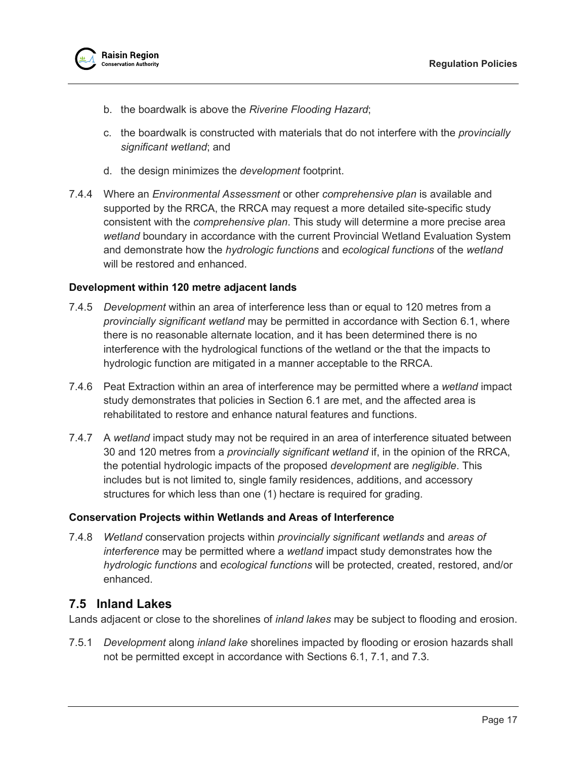b. the boardwalk is above the *Riverine Flooding Hazard*;

c. the boardwalk is constructed with materials that do not interfere with the *provincially significant wetland*; and

d. the design minimizes the *development* footprint.

7.4.4 Where an *Environmental Assessment* or other *comprehensive plan* is available and supported by the RRCA, the RRCA may request a more detailed site-specific study consistent with the *comprehensive plan*. This study will determine a more precise area *wetland* boundary in accordance with the current Provincial Wetland Evaluation System and demonstrate how the *hydrologic functions* and *ecological functions* of the *wetland* will be restored and enhanced.

**Development within 120 metre adjacent lands**

7.4.5 *Development* within an area of interference less than or equal to 120 metres from a *provincially significant wetland* may be permitted in accordance with Section 6.1, where there is no reasonable alternate location, and it has been determined there is no interference with the hydrological functions of the wetland or the that the impacts to hydrologic function are mitigated in a manner acceptable to the RRCA.

7.4.6 Peat Extraction within an area of interference may be permitted where a *wetland* impact study demonstrates that policies in Section 6.1 are met, and the affected area is rehabilitated to restore and enhance natural features and functions.

7.4.7 A *wetland* impact study may not be required in an area of interference situated between 30 and 120 metres from a *provincially significant wetland* if, in the opinion of the RRCA, the potential hydrologic impacts of the proposed *development* are *negligible*. This includes but is not limited to, single family residences, additions, and accessory structures for which less than one (1) hectare is required for grading.

**Conservation Projects within Wetlands and Areas of Interference**

7.4.8 *Wetland* conservation projects within *provincially significant wetlands* and *areas of interference* may be permitted where a *wetland* impact study demonstrates how the *hydrologic functions* and *ecological functions* will be protected, created, restored, and/or enhanced.

## 7.5 Inland Lakes

Lands adjacent or close to the shorelines of *inland lakes* may be subject to flooding and erosion.

7.5.1 *Development* along *inland lake* shorelines impacted by flooding or erosion hazards shall not be permitted except in accordance with Sections 6.1, 7.1, and 7.3.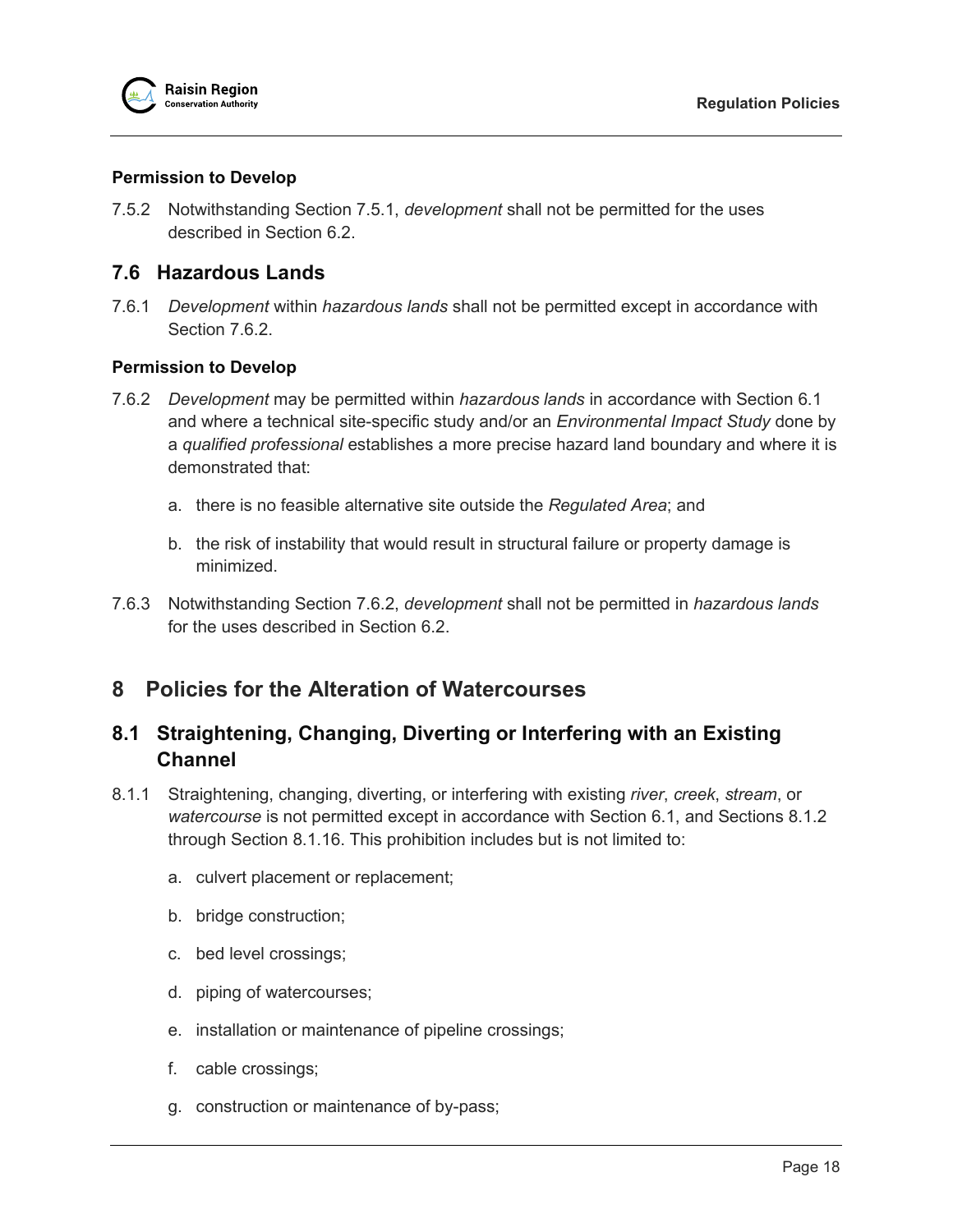**Permission to Develop**

7.5.2 Notwithstanding Section 7.5.1, *development* shall not be permitted for the uses described in Section 6.2.

## 7.6 Hazardous Lands

7.6.1 *Development* within *hazardous lands* shall not be permitted except in accordance with Section 7.6.2.

**Permission to Develop**

7.6.2 *Development* may be permitted within *hazardous lands* in accordance with Section 6.1 and where a technical site-specific study and/or an *Environmental Impact Study* done by a *qualified professional* establishes a more precise hazard land boundary and where it is demonstrated that:

a. there is no feasible alternative site outside the *Regulated Area*; and

b. the risk of instability that would result in structural failure or property damage is minimized.

7.6.3 Notwithstanding Section 7.6.2, *development* shall not be permitted in *hazardous lands* for the uses described in Section 6.2.

# 8 Policies for the Alteration of Watercourses

## 8.1 Straightening, Changing, Diverting or Interfering with an Existing Channel

8.1.1 Straightening, changing, diverting, or interfering with existing *river*, *creek*, *stream*, or *watercourse* is not permitted except in accordance with Section 6.1, and Sections 8.1.2 through Section 8.1.16. This prohibition includes but is not limited to:

a. culvert placement or replacement;

b. bridge construction;

c. bed level crossings;

d. piping of watercourses;

e. installation or maintenance of pipeline crossings;

f. cable crossings;

g. construction or maintenance of by-pass;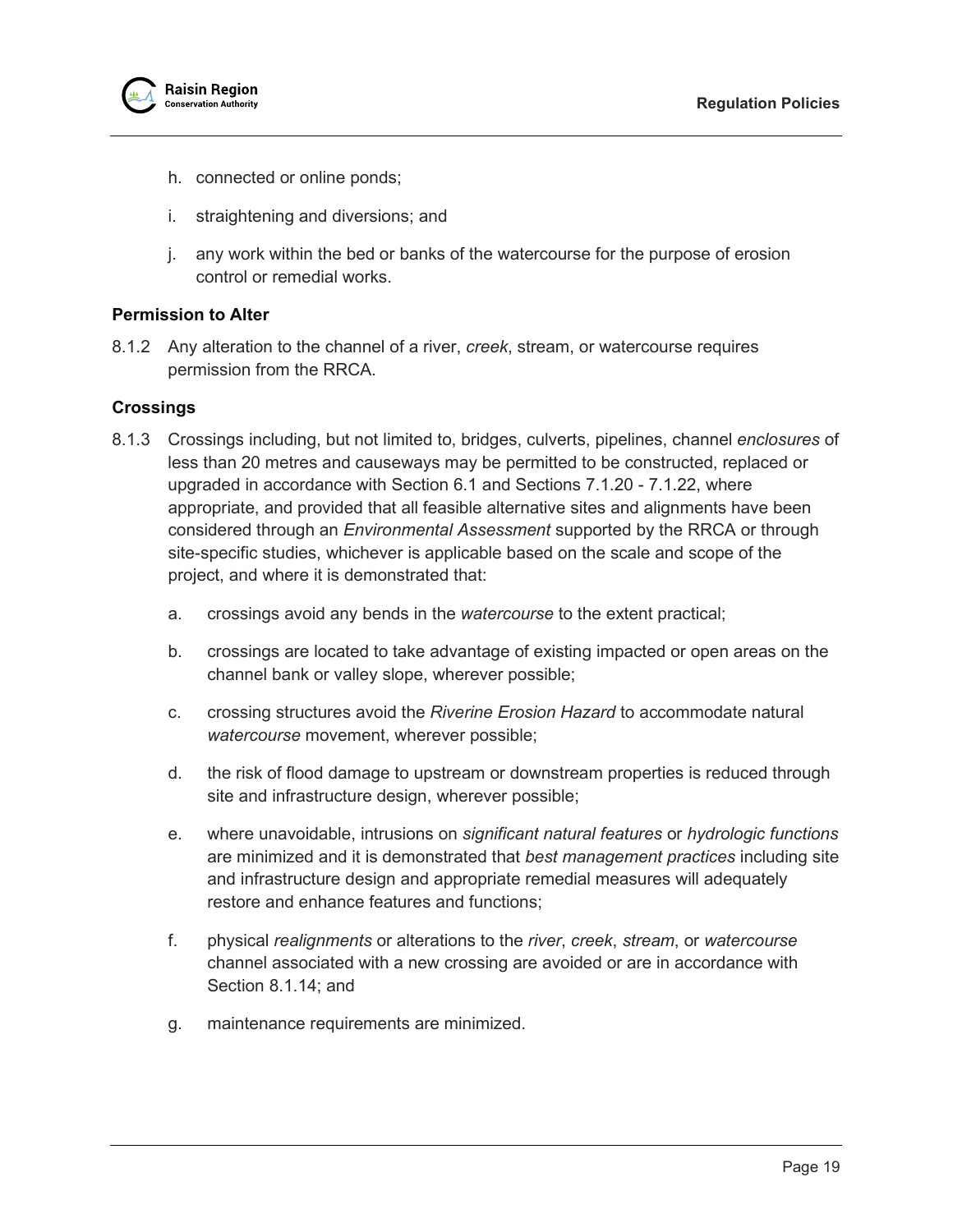h. connected or online ponds;

i. straightening and diversions; and

j. any work within the bed or banks of the watercourse for the purpose of erosion control or remedial works.

**Permission to Alter**

8.1.2 Any alteration to the channel of a river, *creek*, stream, or watercourse requires permission from the RRCA.

**Crossings**

8.1.3 Crossings including, but not limited to, bridges, culverts, pipelines, channel *enclosures* of less than 20 metres and causeways may be permitted to be constructed, replaced or upgraded in accordance with Section 6.1 and Sections 7.1.20 - 7.1.22, where appropriate, and provided that all feasible alternative sites and alignments have been considered through an *Environmental Assessment* supported by the RRCA or through site-specific studies, whichever is applicable based on the scale and scope of the project, and where it is demonstrated that:

a. crossings avoid any bends in the *watercourse* to the extent practical;

b. crossings are located to take advantage of existing impacted or open areas on the channel bank or valley slope, wherever possible;

c. crossing structures avoid the *Riverine Erosion Hazard* to accommodate natural *watercourse* movement, wherever possible;

d. the risk of flood damage to upstream or downstream properties is reduced through site and infrastructure design, wherever possible;

e. where unavoidable, intrusions on *significant natural features* or *hydrologic functions* are minimized and it is demonstrated that *best management practices* including site and infrastructure design and appropriate remedial measures will adequately restore and enhance features and functions;

f. physical *realignments* or alterations to the *river*, *creek*, *stream*, or *watercourse* channel associated with a new crossing are avoided or are in accordance with Section 8.1.14; and

g. maintenance requirements are minimized.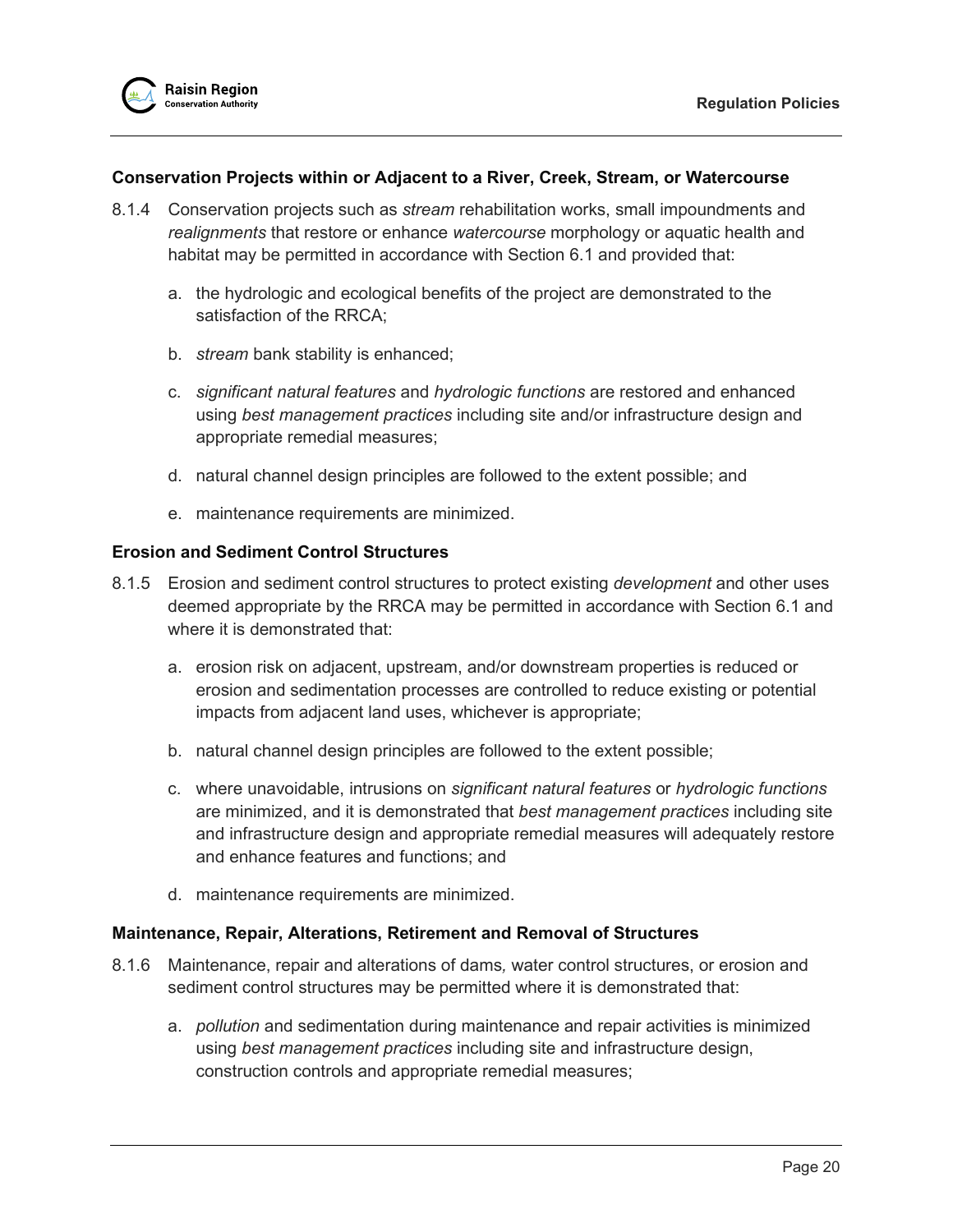### Conservation Projects within or Adjacent to a River, Creek, Stream, or Watercourse

8.1.4 Conservation projects such as *stream* rehabilitation works, small impoundments and *realignments* that restore or enhance *watercourse* morphology or aquatic health and habitat may be permitted in accordance with Section 6.1 and provided that:

a. the hydrologic and ecological benefits of the project are demonstrated to the satisfaction of the RRCA;

b. *stream* bank stability is enhanced;

c. *significant natural features* and *hydrologic functions* are restored and enhanced using *best management practices* including site and/or infrastructure design and appropriate remedial measures;

d. natural channel design principles are followed to the extent possible; and

e. maintenance requirements are minimized.

### Erosion and Sediment Control Structures

8.1.5 Erosion and sediment control structures to protect existing *development* and other uses deemed appropriate by the RRCA may be permitted in accordance with Section 6.1 and where it is demonstrated that:

a. erosion risk on adjacent, upstream, and/or downstream properties is reduced or erosion and sedimentation processes are controlled to reduce existing or potential impacts from adjacent land uses, whichever is appropriate;

b. natural channel design principles are followed to the extent possible;

c. where unavoidable, intrusions on *significant natural features* or *hydrologic functions* are minimized, and it is demonstrated that *best management practices* including site and infrastructure design and appropriate remedial measures will adequately restore and enhance features and functions; and

d. maintenance requirements are minimized.

### Maintenance, Repair, Alterations, Retirement and Removal of Structures

8.1.6 Maintenance, repair and alterations of dams, water control structures, or erosion and sediment control structures may be permitted where it is demonstrated that:

a. *pollution* and sedimentation during maintenance and repair activities is minimized using *best management practices* including site and infrastructure design, construction controls and appropriate remedial measures;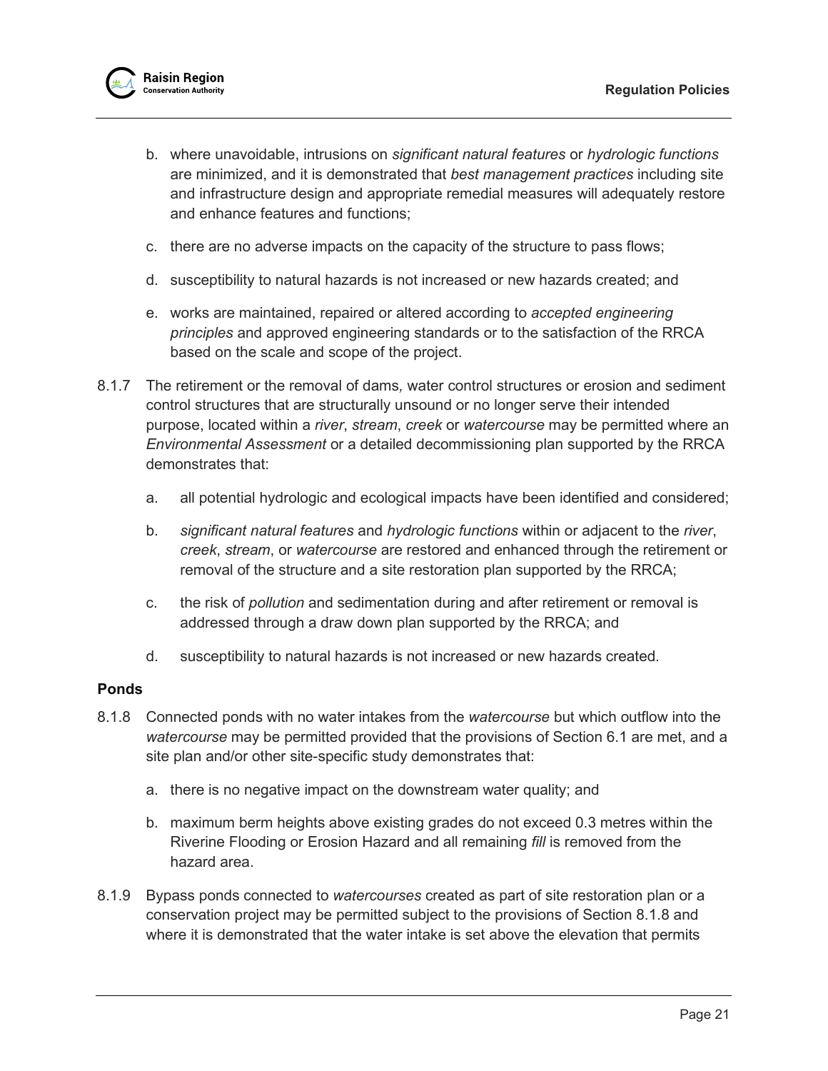b. where unavoidable, intrusions on *significant natural features* or *hydrologic functions* are minimized, and it is demonstrated that *best management practices* including site and infrastructure design and appropriate remedial measures will adequately restore and enhance features and functions;

   c. there are no adverse impacts on the capacity of the structure to pass flows;

   d. susceptibility to natural hazards is not increased or new hazards created; and

   e. works are maintained, repaired or altered according to *accepted engineering principles* and approved engineering standards or to the satisfaction of the RRCA based on the scale and scope of the project.

8.1.7 The retirement or the removal of dams, water control structures or erosion and sediment control structures that are structurally unsound or no longer serve their intended purpose, located within a *river*, *stream*, *creek* or *watercourse* may be permitted where an *Environmental Assessment* or a detailed decommissioning plan supported by the RRCA demonstrates that:

   a. all potential hydrologic and ecological impacts have been identified and considered;

   b. *significant natural features* and *hydrologic functions* within or adjacent to the *river*, *creek*, *stream*, or *watercourse* are restored and enhanced through the retirement or removal of the structure and a site restoration plan supported by the RRCA;

   c. the risk of *pollution* and sedimentation during and after retirement or removal is addressed through a draw down plan supported by the RRCA; and

   d. susceptibility to natural hazards is not increased or new hazards created.

**Ponds**

8.1.8 Connected ponds with no water intakes from the *watercourse* but which outflow into the *watercourse* may be permitted provided that the provisions of Section 6.1 are met, and a site plan and/or other site-specific study demonstrates that:

   a. there is no negative impact on the downstream water quality; and

   b. maximum berm heights above existing grades do not exceed 0.3 metres within the Riverine Flooding or Erosion Hazard and all remaining *fill* is removed from the hazard area.

8.1.9 Bypass ponds connected to *watercourses* created as part of site restoration plan or a conservation project may be permitted subject to the provisions of Section 8.1.8 and where it is demonstrated that the water intake is set above the elevation that permits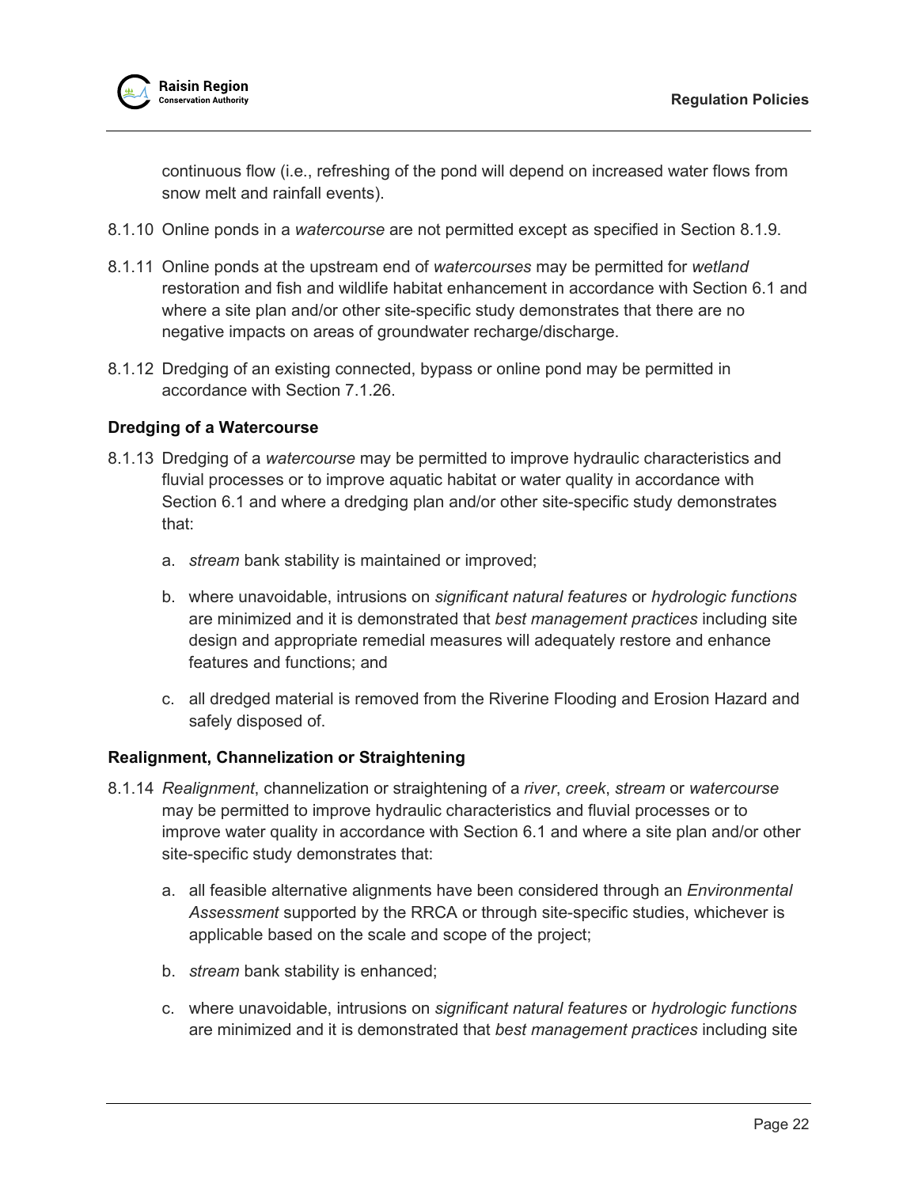continuous flow (i.e., refreshing of the pond will depend on increased water flows from snow melt and rainfall events).

8.1.10 Online ponds in a *watercourse* are not permitted except as specified in Section 8.1.9.

8.1.11 Online ponds at the upstream end of *watercourses* may be permitted for *wetland* restoration and fish and wildlife habitat enhancement in accordance with Section 6.1 and where a site plan and/or other site-specific study demonstrates that there are no negative impacts on areas of groundwater recharge/discharge.

8.1.12 Dredging of an existing connected, bypass or online pond may be permitted in accordance with Section 7.1.26.

**Dredging of a Watercourse**

8.1.13 Dredging of a *watercourse* may be permitted to improve hydraulic characteristics and fluvial processes or to improve aquatic habitat or water quality in accordance with Section 6.1 and where a dredging plan and/or other site-specific study demonstrates that:

a. *stream* bank stability is maintained or improved;

b. where unavoidable, intrusions on *significant natural features* or *hydrologic functions* are minimized and it is demonstrated that *best management practices* including site design and appropriate remedial measures will adequately restore and enhance features and functions; and

c. all dredged material is removed from the Riverine Flooding and Erosion Hazard and safely disposed of.

**Realignment, Channelization or Straightening**

8.1.14 *Realignment*, channelization or straightening of a *river*, *creek*, *stream* or *watercourse* may be permitted to improve hydraulic characteristics and fluvial processes or to improve water quality in accordance with Section 6.1 and where a site plan and/or other site-specific study demonstrates that:

a. all feasible alternative alignments have been considered through an *Environmental Assessment* supported by the RRCA or through site-specific studies, whichever is applicable based on the scale and scope of the project;

b. *stream* bank stability is enhanced;

c. where unavoidable, intrusions on *significant natural features* or *hydrologic functions* are minimized and it is demonstrated that *best management practices* including site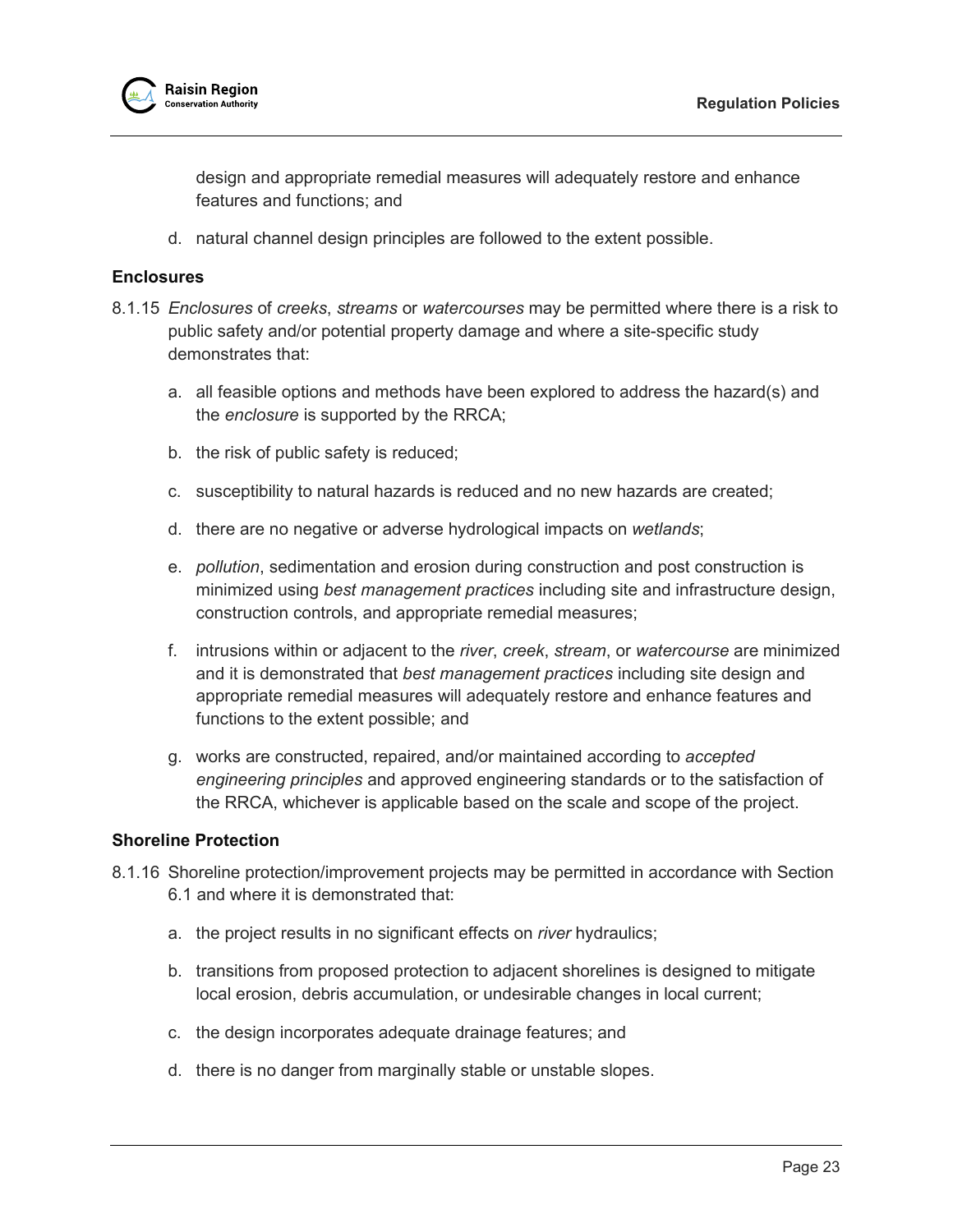design and appropriate remedial measures will adequately restore and enhance features and functions; and

d. natural channel design principles are followed to the extent possible.

### Enclosures

8.1.15 *Enclosures* of *creeks*, *streams* or *watercourses* may be permitted where there is a risk to public safety and/or potential property damage and where a site-specific study demonstrates that:

a. all feasible options and methods have been explored to address the hazard(s) and the *enclosure* is supported by the RRCA;

b. the risk of public safety is reduced;

c. susceptibility to natural hazards is reduced and no new hazards are created;

d. there are no negative or adverse hydrological impacts on *wetlands*;

e. *pollution*, sedimentation and erosion during construction and post construction is minimized using *best management practices* including site and infrastructure design, construction controls, and appropriate remedial measures;

f. intrusions within or adjacent to the *river*, *creek*, *stream*, or *watercourse* are minimized and it is demonstrated that *best management practices* including site design and appropriate remedial measures will adequately restore and enhance features and functions to the extent possible; and

g. works are constructed, repaired, and/or maintained according to *accepted engineering principles* and approved engineering standards or to the satisfaction of the RRCA, whichever is applicable based on the scale and scope of the project.

### Shoreline Protection

8.1.16 Shoreline protection/improvement projects may be permitted in accordance with Section 6.1 and where it is demonstrated that:

a. the project results in no significant effects on *river* hydraulics;

b. transitions from proposed protection to adjacent shorelines is designed to mitigate local erosion, debris accumulation, or undesirable changes in local current;

c. the design incorporates adequate drainage features; and

d. there is no danger from marginally stable or unstable slopes.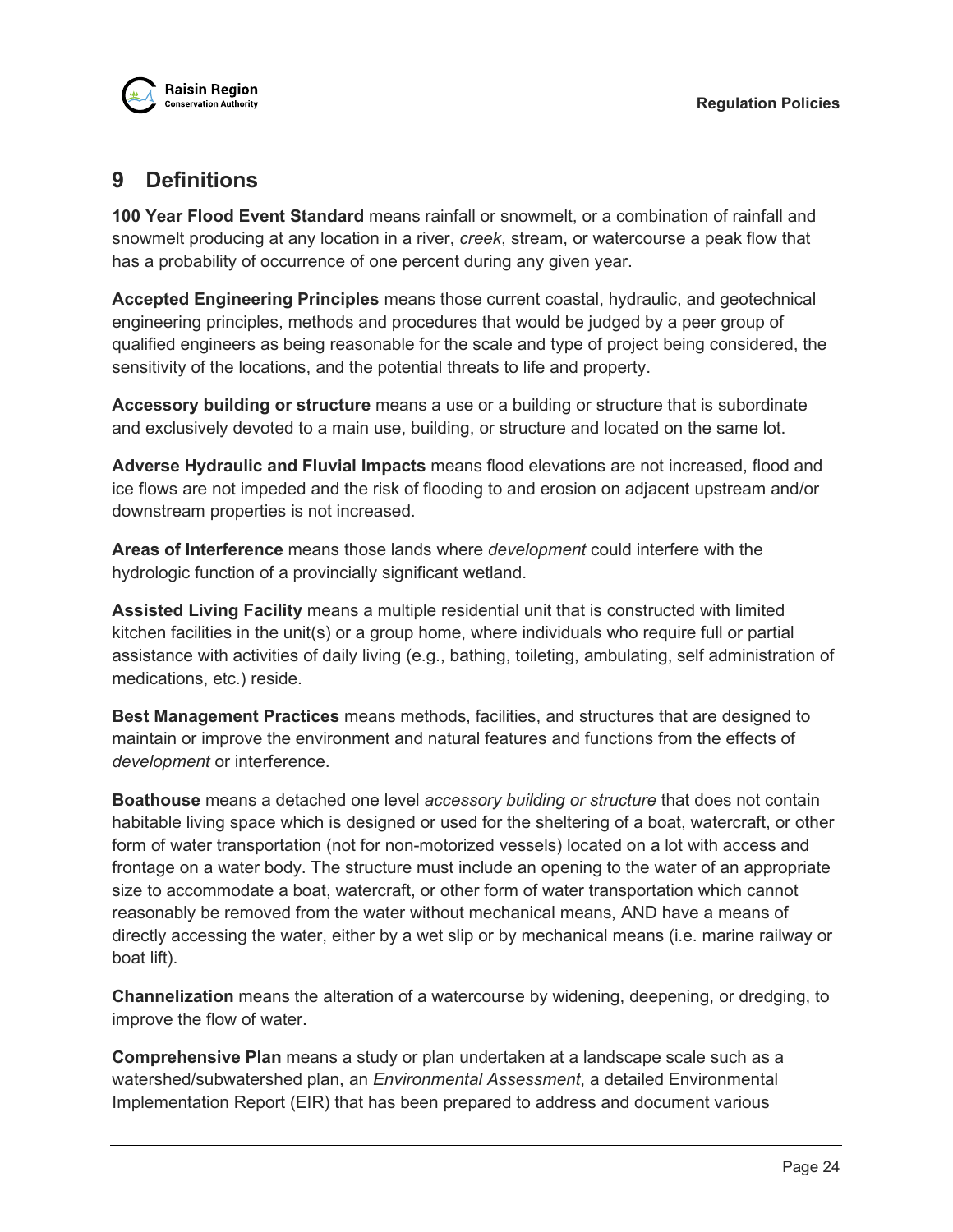# 9 Definitions

**100 Year Flood Event Standard** means rainfall or snowmelt, or a combination of rainfall and snowmelt producing at any location in a river, *creek*, stream, or watercourse a peak flow that has a probability of occurrence of one percent during any given year.

**Accepted Engineering Principles** means those current coastal, hydraulic, and geotechnical engineering principles, methods and procedures that would be judged by a peer group of qualified engineers as being reasonable for the scale and type of project being considered, the sensitivity of the locations, and the potential threats to life and property.

**Accessory building or structure** means a use or a building or structure that is subordinate and exclusively devoted to a main use, building, or structure and located on the same lot.

**Adverse Hydraulic and Fluvial Impacts** means flood elevations are not increased, flood and ice flows are not impeded and the risk of flooding to and erosion on adjacent upstream and/or downstream properties is not increased.

**Areas of Interference** means those lands where *development* could interfere with the hydrologic function of a provincially significant wetland.

**Assisted Living Facility** means a multiple residential unit that is constructed with limited kitchen facilities in the unit(s) or a group home, where individuals who require full or partial assistance with activities of daily living (e.g., bathing, toileting, ambulating, self administration of medications, etc.) reside.

**Best Management Practices** means methods, facilities, and structures that are designed to maintain or improve the environment and natural features and functions from the effects of *development* or interference.

**Boathouse** means a detached one level *accessory building or structure* that does not contain habitable living space which is designed or used for the sheltering of a boat, watercraft, or other form of water transportation (not for non-motorized vessels) located on a lot with access and frontage on a water body. The structure must include an opening to the water of an appropriate size to accommodate a boat, watercraft, or other form of water transportation which cannot reasonably be removed from the water without mechanical means, AND have a means of directly accessing the water, either by a wet slip or by mechanical means (i.e. marine railway or boat lift).

**Channelization** means the alteration of a watercourse by widening, deepening, or dredging, to improve the flow of water.

**Comprehensive Plan** means a study or plan undertaken at a landscape scale such as a watershed/subwatershed plan, an *Environmental Assessment*, a detailed Environmental Implementation Report (EIR) that has been prepared to address and document various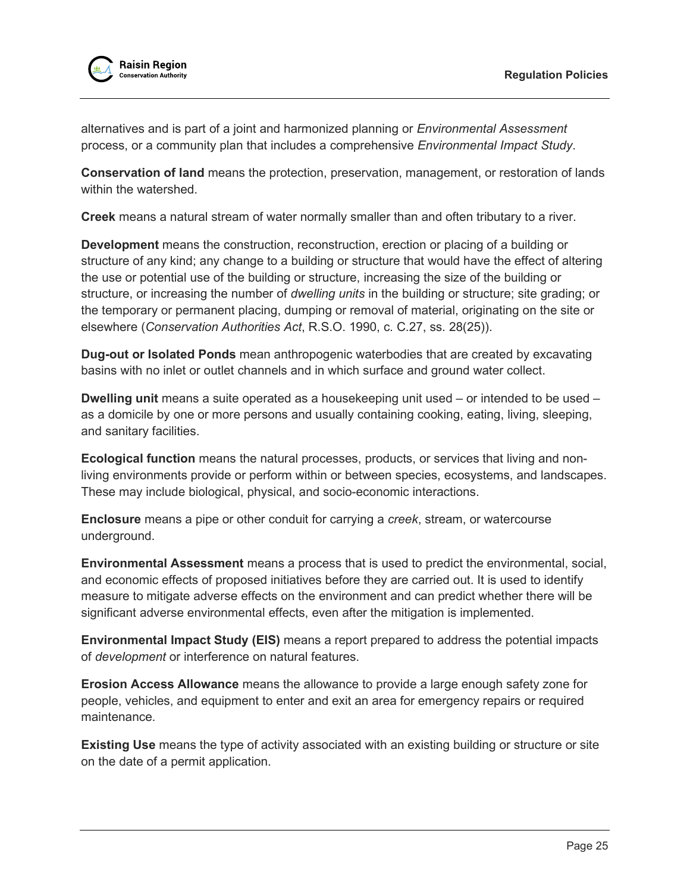alternatives and is part of a joint and harmonized planning or *Environmental Assessment* process, or a community plan that includes a comprehensive *Environmental Impact Study*.

**Conservation of land** means the protection, preservation, management, or restoration of lands within the watershed.

**Creek** means a natural stream of water normally smaller than and often tributary to a river.

**Development** means the construction, reconstruction, erection or placing of a building or structure of any kind; any change to a building or structure that would have the effect of altering the use or potential use of the building or structure, increasing the size of the building or structure, or increasing the number of *dwelling units* in the building or structure; site grading; or the temporary or permanent placing, dumping or removal of material, originating on the site or elsewhere (*Conservation Authorities Act*, R.S.O. 1990, c. C.27, ss. 28(25)).

**Dug-out or Isolated Ponds** mean anthropogenic waterbodies that are created by excavating basins with no inlet or outlet channels and in which surface and ground water collect.

**Dwelling unit** means a suite operated as a housekeeping unit used – or intended to be used – as a domicile by one or more persons and usually containing cooking, eating, living, sleeping, and sanitary facilities.

**Ecological function** means the natural processes, products, or services that living and non-living environments provide or perform within or between species, ecosystems, and landscapes. These may include biological, physical, and socio-economic interactions.

**Enclosure** means a pipe or other conduit for carrying a *creek*, stream, or watercourse underground.

**Environmental Assessment** means a process that is used to predict the environmental, social, and economic effects of proposed initiatives before they are carried out. It is used to identify measure to mitigate adverse effects on the environment and can predict whether there will be significant adverse environmental effects, even after the mitigation is implemented.

**Environmental Impact Study (EIS)** means a report prepared to address the potential impacts of *development* or interference on natural features.

**Erosion Access Allowance** means the allowance to provide a large enough safety zone for people, vehicles, and equipment to enter and exit an area for emergency repairs or required maintenance.

**Existing Use** means the type of activity associated with an existing building or structure or site on the date of a permit application.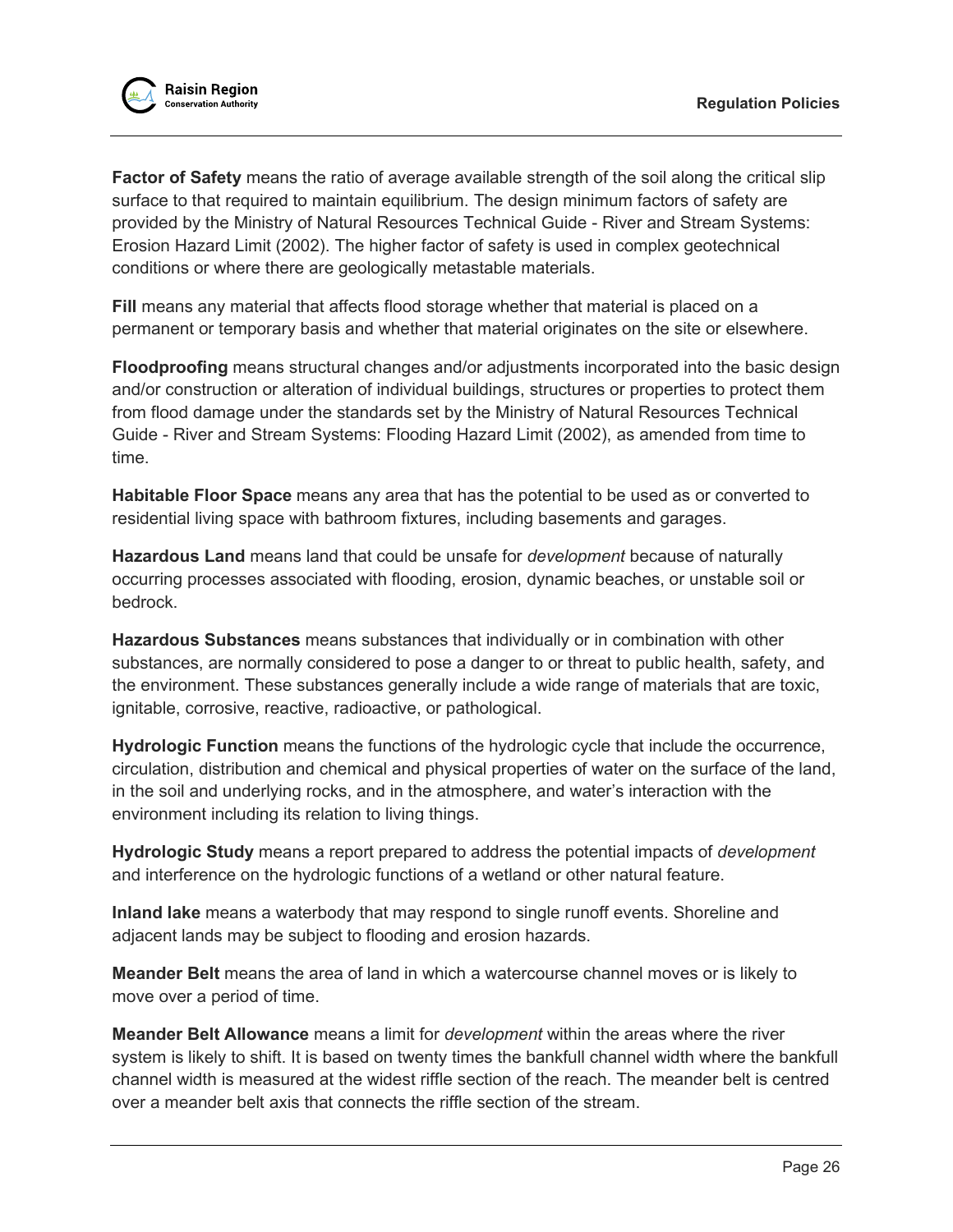**Factor of Safety** means the ratio of average available strength of the soil along the critical slip surface to that required to maintain equilibrium. The design minimum factors of safety are provided by the Ministry of Natural Resources Technical Guide - River and Stream Systems: Erosion Hazard Limit (2002). The higher factor of safety is used in complex geotechnical conditions or where there are geologically metastable materials.

**Fill** means any material that affects flood storage whether that material is placed on a permanent or temporary basis and whether that material originates on the site or elsewhere.

**Floodproofing** means structural changes and/or adjustments incorporated into the basic design and/or construction or alteration of individual buildings, structures or properties to protect them from flood damage under the standards set by the Ministry of Natural Resources Technical Guide - River and Stream Systems: Flooding Hazard Limit (2002), as amended from time to time.

**Habitable Floor Space** means any area that has the potential to be used as or converted to residential living space with bathroom fixtures, including basements and garages.

**Hazardous Land** means land that could be unsafe for *development* because of naturally occurring processes associated with flooding, erosion, dynamic beaches, or unstable soil or bedrock.

**Hazardous Substances** means substances that individually or in combination with other substances, are normally considered to pose a danger to or threat to public health, safety, and the environment. These substances generally include a wide range of materials that are toxic, ignitable, corrosive, reactive, radioactive, or pathological.

**Hydrologic Function** means the functions of the hydrologic cycle that include the occurrence, circulation, distribution and chemical and physical properties of water on the surface of the land, in the soil and underlying rocks, and in the atmosphere, and water's interaction with the environment including its relation to living things.

**Hydrologic Study** means a report prepared to address the potential impacts of *development* and interference on the hydrologic functions of a wetland or other natural feature.

**Inland lake** means a waterbody that may respond to single runoff events. Shoreline and adjacent lands may be subject to flooding and erosion hazards.

**Meander Belt** means the area of land in which a watercourse channel moves or is likely to move over a period of time.

**Meander Belt Allowance** means a limit for *development* within the areas where the river system is likely to shift. It is based on twenty times the bankfull channel width where the bankfull channel width is measured at the widest riffle section of the reach. The meander belt is centred over a meander belt axis that connects the riffle section of the stream.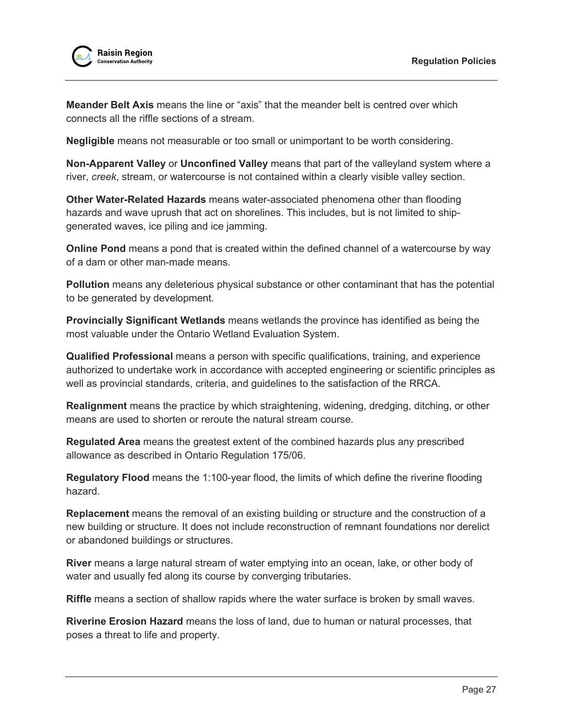**Meander Belt Axis** means the line or "axis" that the meander belt is centred over which connects all the riffle sections of a stream.

**Negligible** means not measurable or too small or unimportant to be worth considering.

**Non-Apparent Valley** or **Unconfined Valley** means that part of the valleyland system where a river, *creek*, stream, or watercourse is not contained within a clearly visible valley section.

**Other Water-Related Hazards** means water-associated phenomena other than flooding hazards and wave uprush that act on shorelines. This includes, but is not limited to ship-generated waves, ice piling and ice jamming.

**Online Pond** means a pond that is created within the defined channel of a watercourse by way of a dam or other man-made means.

**Pollution** means any deleterious physical substance or other contaminant that has the potential to be generated by development.

**Provincially Significant Wetlands** means wetlands the province has identified as being the most valuable under the Ontario Wetland Evaluation System.

**Qualified Professional** means a person with specific qualifications, training, and experience authorized to undertake work in accordance with accepted engineering or scientific principles as well as provincial standards, criteria, and guidelines to the satisfaction of the RRCA.

**Realignment** means the practice by which straightening, widening, dredging, ditching, or other means are used to shorten or reroute the natural stream course.

**Regulated Area** means the greatest extent of the combined hazards plus any prescribed allowance as described in Ontario Regulation 175/06.

**Regulatory Flood** means the 1:100-year flood, the limits of which define the riverine flooding hazard.

**Replacement** means the removal of an existing building or structure and the construction of a new building or structure. It does not include reconstruction of remnant foundations nor derelict or abandoned buildings or structures.

**River** means a large natural stream of water emptying into an ocean, lake, or other body of water and usually fed along its course by converging tributaries.

**Riffle** means a section of shallow rapids where the water surface is broken by small waves.

**Riverine Erosion Hazard** means the loss of land, due to human or natural processes, that poses a threat to life and property.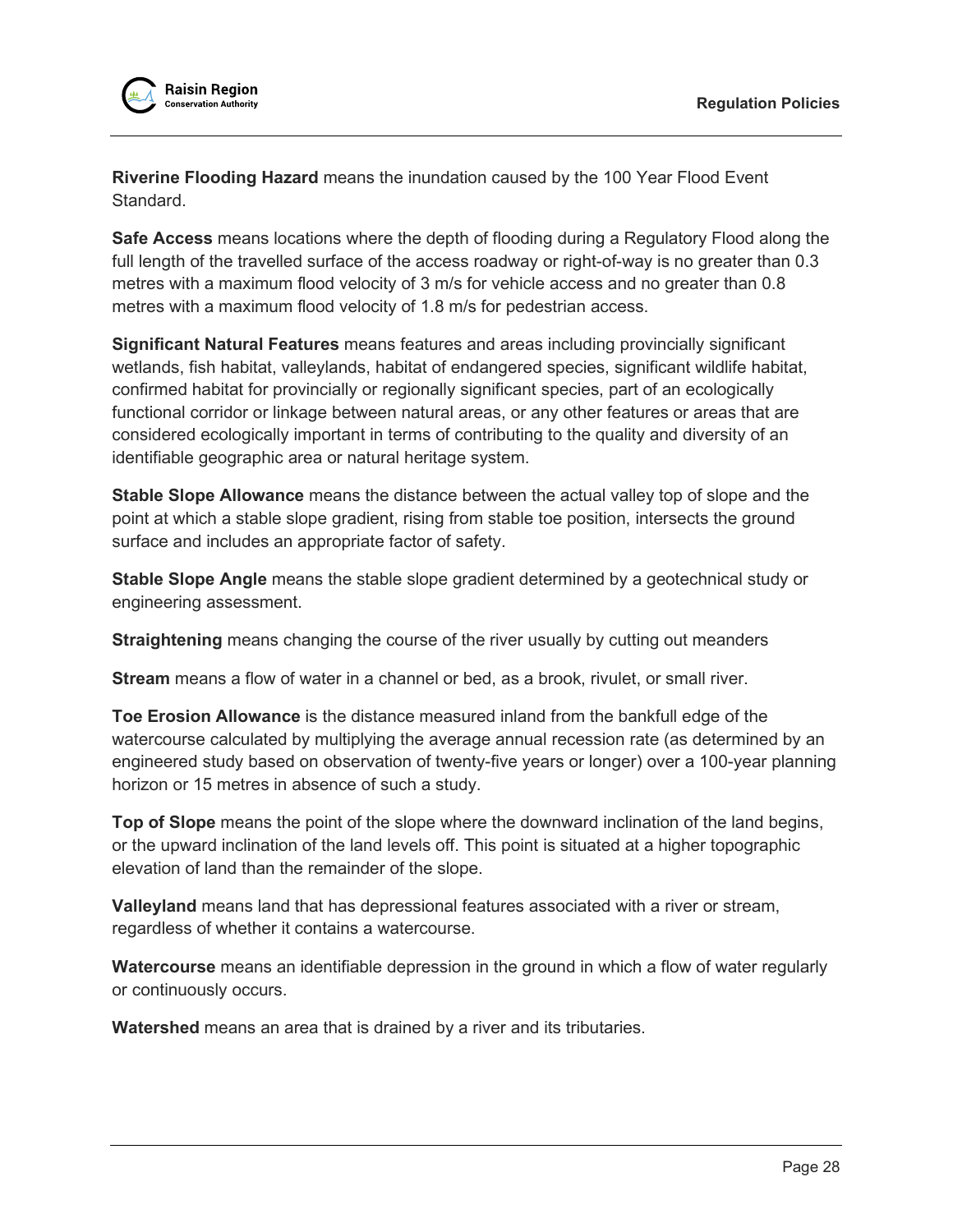**Riverine Flooding Hazard** means the inundation caused by the 100 Year Flood Event Standard.

**Safe Access** means locations where the depth of flooding during a Regulatory Flood along the full length of the travelled surface of the access roadway or right-of-way is no greater than 0.3 metres with a maximum flood velocity of 3 m/s for vehicle access and no greater than 0.8 metres with a maximum flood velocity of 1.8 m/s for pedestrian access.

**Significant Natural Features** means features and areas including provincially significant wetlands, fish habitat, valleylands, habitat of endangered species, significant wildlife habitat, confirmed habitat for provincially or regionally significant species, part of an ecologically functional corridor or linkage between natural areas, or any other features or areas that are considered ecologically important in terms of contributing to the quality and diversity of an identifiable geographic area or natural heritage system.

**Stable Slope Allowance** means the distance between the actual valley top of slope and the point at which a stable slope gradient, rising from stable toe position, intersects the ground surface and includes an appropriate factor of safety.

**Stable Slope Angle** means the stable slope gradient determined by a geotechnical study or engineering assessment.

**Straightening** means changing the course of the river usually by cutting out meanders

**Stream** means a flow of water in a channel or bed, as a brook, rivulet, or small river.

**Toe Erosion Allowance** is the distance measured inland from the bankfull edge of the watercourse calculated by multiplying the average annual recession rate (as determined by an engineered study based on observation of twenty-five years or longer) over a 100-year planning horizon or 15 metres in absence of such a study.

**Top of Slope** means the point of the slope where the downward inclination of the land begins, or the upward inclination of the land levels off. This point is situated at a higher topographic elevation of land than the remainder of the slope.

**Valleyland** means land that has depressional features associated with a river or stream, regardless of whether it contains a watercourse.

**Watercourse** means an identifiable depression in the ground in which a flow of water regularly or continuously occurs.

**Watershed** means an area that is drained by a river and its tributaries.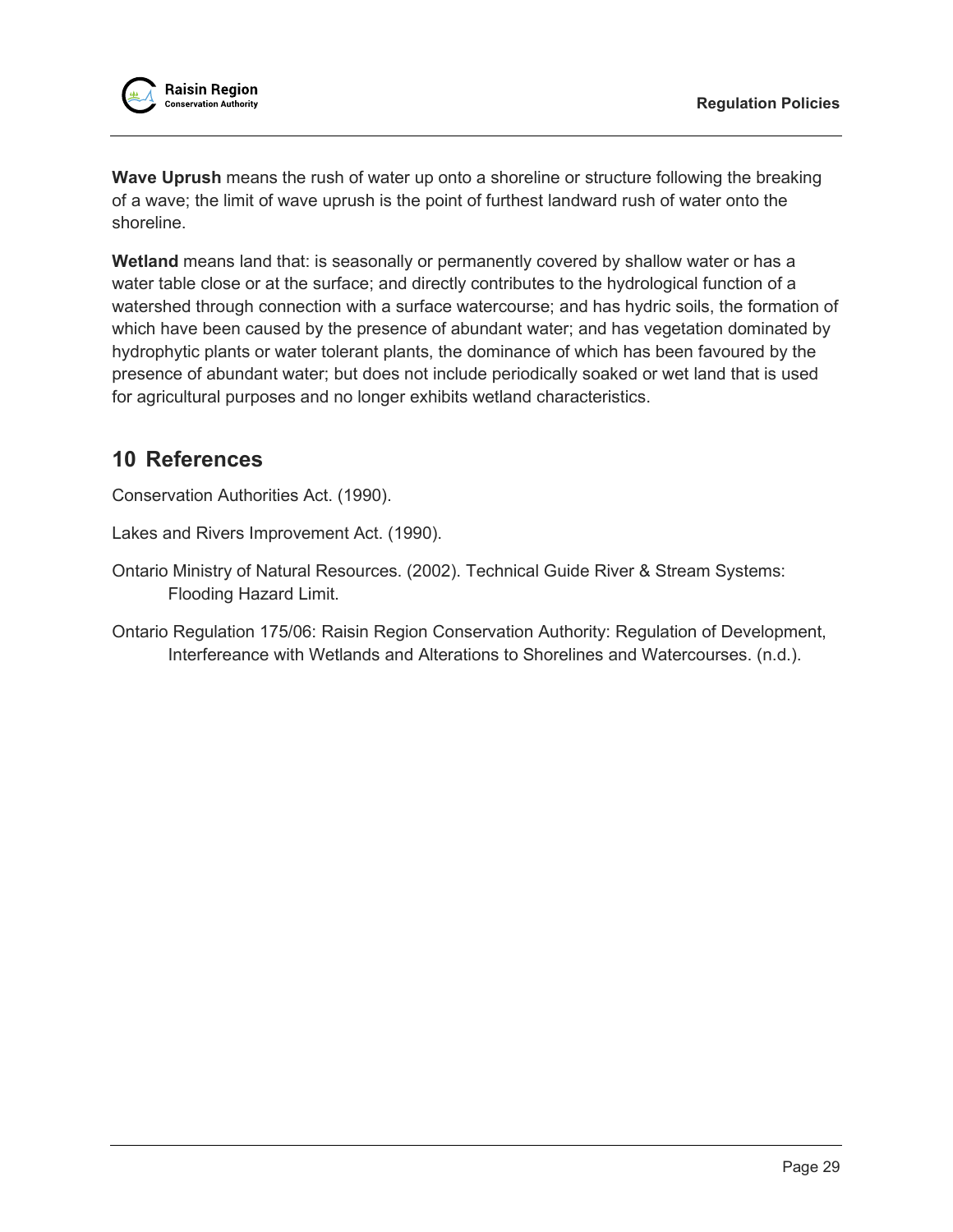**Wave Uprush** means the rush of water up onto a shoreline or structure following the breaking of a wave; the limit of wave uprush is the point of furthest landward rush of water onto the shoreline.

**Wetland** means land that: is seasonally or permanently covered by shallow water or has a water table close or at the surface; and directly contributes to the hydrological function of a watershed through connection with a surface watercourse; and has hydric soils, the formation of which have been caused by the presence of abundant water; and has vegetation dominated by hydrophytic plants or water tolerant plants, the dominance of which has been favoured by the presence of abundant water; but does not include periodically soaked or wet land that is used for agricultural purposes and no longer exhibits wetland characteristics.

## 10 References

Conservation Authorities Act. (1990).

Lakes and Rivers Improvement Act. (1990).

Ontario Ministry of Natural Resources. (2002). Technical Guide River & Stream Systems: Flooding Hazard Limit.

Ontario Regulation 175/06: Raisin Region Conservation Authority: Regulation of Development, Interfereance with Wetlands and Alterations to Shorelines and Watercourses. (n.d.).